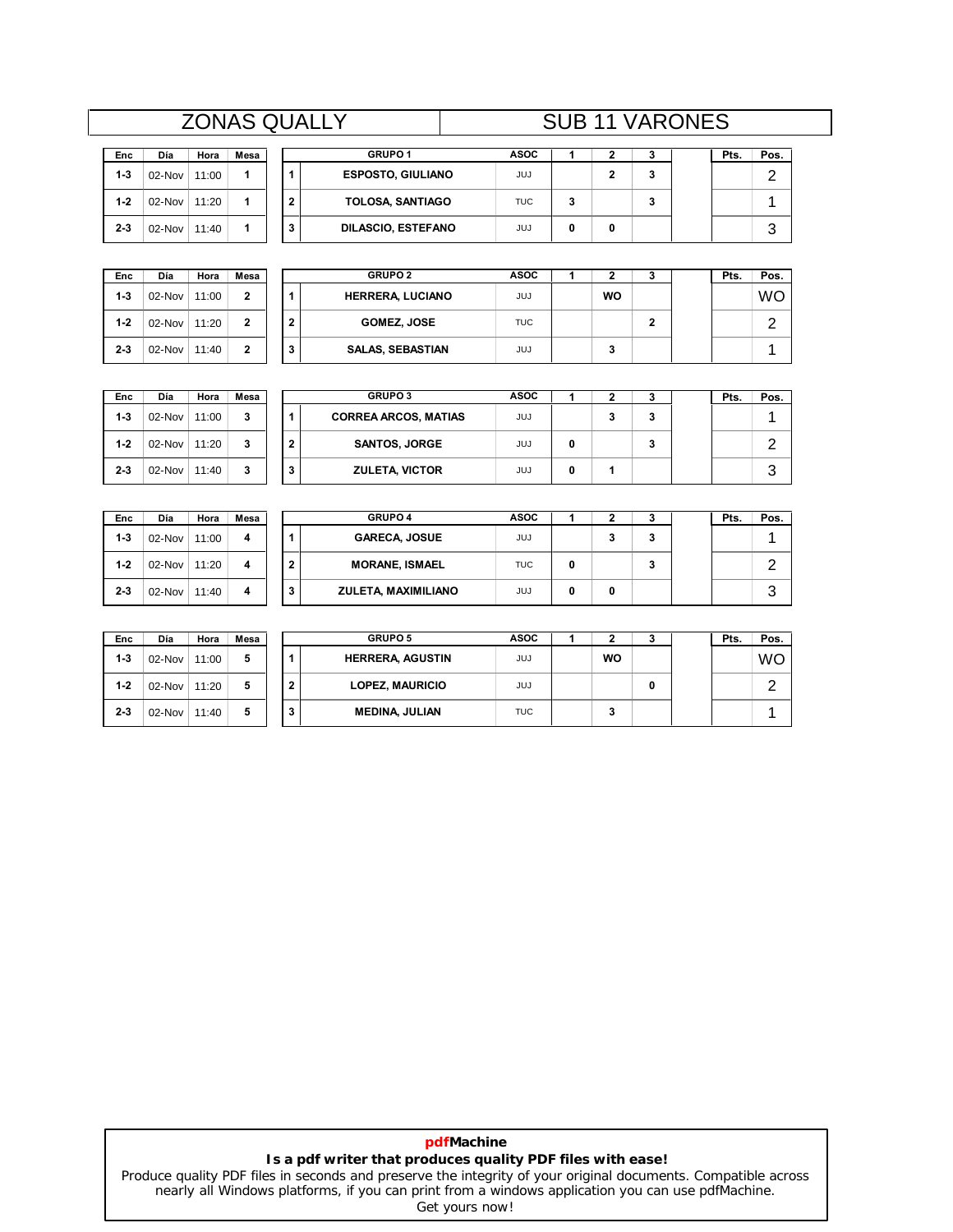# ZONAS QUALLY — SUB 11 VARONES

| Enc | Día | Hora | Mesa |
|---|---|---|---|
| 1-3 | 02-Nov | 11:00 | 1 |
| 1-2 | 02-Nov | 11:20 | 1 |
| 2-3 | 02-Nov | 11:40 | 1 |

| | GRUPO 1 | ASOC | 1 | 2 | 3 | | Pts. | Pos. |
|---|---|---|---|---|---|---|---|---|
| 1 | ESPOSTO, GIULIANO | JUJ | | 2 | 3 | | | 2 |
| 2 | TOLOSA, SANTIAGO | TUC | 3 | | 3 | | | 1 |
| 3 | DILASCIO, ESTEFANO | JUJ | 0 | 0 | | | | 3 |

| Enc | Día | Hora | Mesa |
|---|---|---|---|
| 1-3 | 02-Nov | 11:00 | 2 |
| 1-2 | 02-Nov | 11:20 | 2 |
| 2-3 | 02-Nov | 11:40 | 2 |

| | GRUPO 2 | ASOC | 1 | 2 | 3 | | Pts. | Pos. |
|---|---|---|---|---|---|---|---|---|
| 1 | HERRERA, LUCIANO | JUJ | | WO | | | | WO |
| 2 | GOMEZ, JOSE | TUC | | | 2 | | | 2 |
| 3 | SALAS, SEBASTIAN | JUJ | | 3 | | | | 1 |

| Enc | Día | Hora | Mesa |
|---|---|---|---|
| 1-3 | 02-Nov | 11:00 | 3 |
| 1-2 | 02-Nov | 11:20 | 3 |
| 2-3 | 02-Nov | 11:40 | 3 |

| | GRUPO 3 | ASOC | 1 | 2 | 3 | | Pts. | Pos. |
|---|---|---|---|---|---|---|---|---|
| 1 | CORREA ARCOS, MATIAS | JUJ | | 3 | 3 | | | 1 |
| 2 | SANTOS, JORGE | JUJ | 0 | | 3 | | | 2 |
| 3 | ZULETA, VICTOR | JUJ | 0 | 1 | | | | 3 |

| Enc | Día | Hora | Mesa |
|---|---|---|---|
| 1-3 | 02-Nov | 11:00 | 4 |
| 1-2 | 02-Nov | 11:20 | 4 |
| 2-3 | 02-Nov | 11:40 | 4 |

| | GRUPO 4 | ASOC | 1 | 2 | 3 | | Pts. | Pos. |
|---|---|---|---|---|---|---|---|---|
| 1 | GARECA, JOSUE | JUJ | | 3 | 3 | | | 1 |
| 2 | MORANE, ISMAEL | TUC | 0 | | 3 | | | 2 |
| 3 | ZULETA, MAXIMILIANO | JUJ | 0 | 0 | | | | 3 |

| Enc | Día | Hora | Mesa |
|---|---|---|---|
| 1-3 | 02-Nov | 11:00 | 5 |
| 1-2 | 02-Nov | 11:20 | 5 |
| 2-3 | 02-Nov | 11:40 | 5 |

| | GRUPO 5 | ASOC | 1 | 2 | 3 | | Pts. | Pos. |
|---|---|---|---|---|---|---|---|---|
| 1 | HERRERA, AGUSTIN | JUJ | | WO | | | | WO |
| 2 | LOPEZ, MAURICIO | JUJ | | | 0 | | | 2 |
| 3 | MEDINA, JULIAN | TUC | | 3 | | | | 1 |

**pdfMachine**
**Is a pdf writer that produces quality PDF files with ease!**
Produce quality PDF files in seconds and preserve the integrity of your original documents. Compatible across nearly all Windows platforms, if you can print from a windows application you can use pdfMachine.
Get yours now!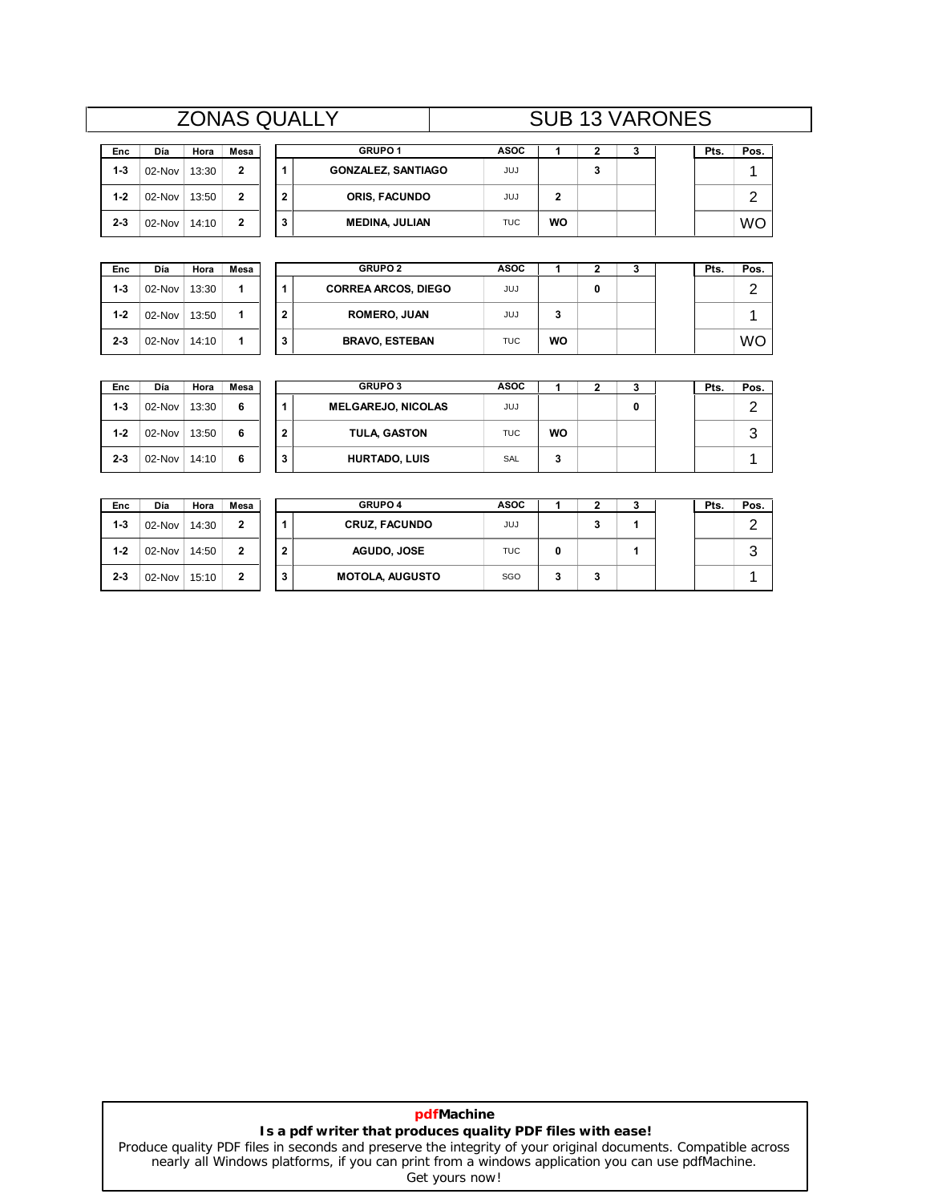# ZONAS QUALLY — SUB 13 VARONES

| Enc | Día | Hora | Mesa |
|---|---|---|---|
| 1-3 | 02-Nov | 13:30 | 2 |
| 1-2 | 02-Nov | 13:50 | 2 |
| 2-3 | 02-Nov | 14:10 | 2 |

| | GRUPO 1 | ASOC | 1 | 2 | 3 | | Pts. | Pos. |
|---|---|---|---|---|---|---|---|---|
| 1 | GONZALEZ, SANTIAGO | JUJ | | 3 | | | | 1 |
| 2 | ORIS, FACUNDO | JUJ | 2 | | | | | 2 |
| 3 | MEDINA, JULIAN | TUC | WO | | | | | WO |

| Enc | Día | Hora | Mesa |
|---|---|---|---|
| 1-3 | 02-Nov | 13:30 | 1 |
| 1-2 | 02-Nov | 13:50 | 1 |
| 2-3 | 02-Nov | 14:10 | 1 |

| | GRUPO 2 | ASOC | 1 | 2 | 3 | | Pts. | Pos. |
|---|---|---|---|---|---|---|---|---|
| 1 | CORREA ARCOS, DIEGO | JUJ | | 0 | | | | 2 |
| 2 | ROMERO, JUAN | JUJ | 3 | | | | | 1 |
| 3 | BRAVO, ESTEBAN | TUC | WO | | | | | WO |

| Enc | Día | Hora | Mesa |
|---|---|---|---|
| 1-3 | 02-Nov | 13:30 | 6 |
| 1-2 | 02-Nov | 13:50 | 6 |
| 2-3 | 02-Nov | 14:10 | 6 |

| | GRUPO 3 | ASOC | 1 | 2 | 3 | | Pts. | Pos. |
|---|---|---|---|---|---|---|---|---|
| 1 | MELGAREJO, NICOLAS | JUJ | | | 0 | | | 2 |
| 2 | TULA, GASTON | TUC | WO | | | | | 3 |
| 3 | HURTADO, LUIS | SAL | 3 | | | | | 1 |

| Enc | Día | Hora | Mesa |
|---|---|---|---|
| 1-3 | 02-Nov | 14:30 | 2 |
| 1-2 | 02-Nov | 14:50 | 2 |
| 2-3 | 02-Nov | 15:10 | 2 |

| | GRUPO 4 | ASOC | 1 | 2 | 3 | | Pts. | Pos. |
|---|---|---|---|---|---|---|---|---|
| 1 | CRUZ, FACUNDO | JUJ | | 3 | 1 | | | 2 |
| 2 | AGUDO, JOSE | TUC | 0 | | 1 | | | 3 |
| 3 | MOTOLA, AUGUSTO | SGO | 3 | 3 | | | | 1 |

**pdfMachine**
**Is a pdf writer that produces quality PDF files with ease!**
Produce quality PDF files in seconds and preserve the integrity of your original documents. Compatible across nearly all Windows platforms, if you can print from a windows application you can use pdfMachine.
Get yours now!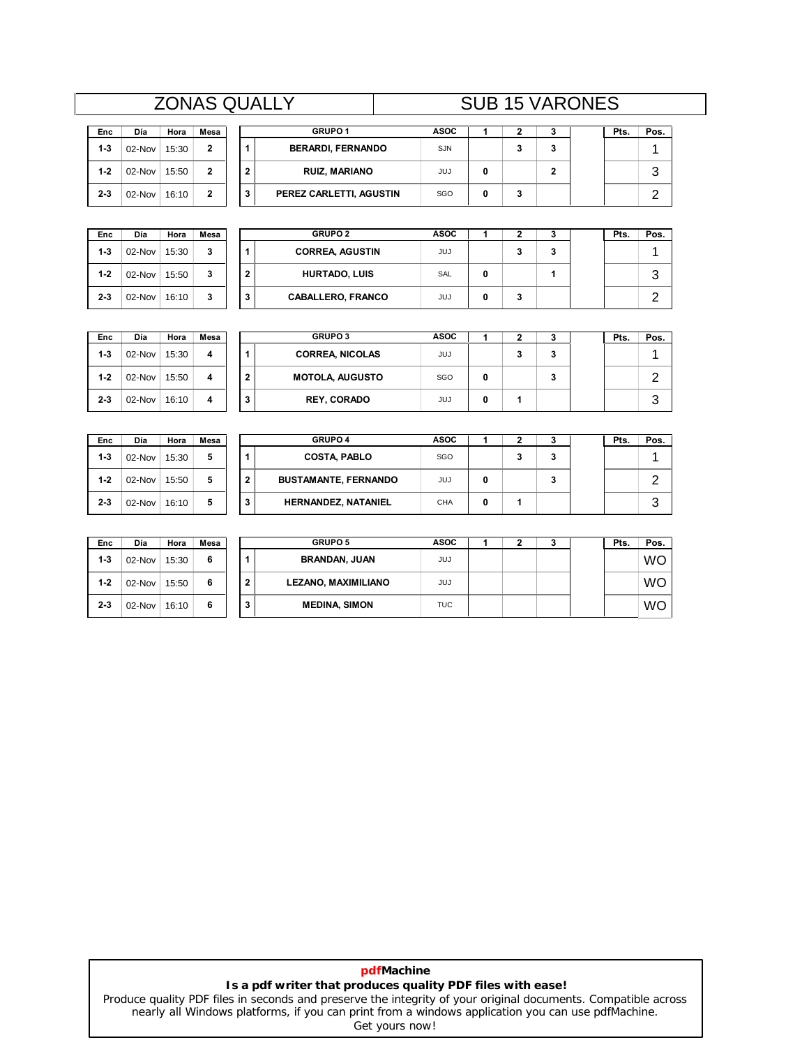# ZONAS QUALLY — SUB 15 VARONES

| Enc | Día | Hora | Mesa |
|---|---|---|---|
| 1-3 | 02-Nov | 15:30 | 2 |
| 1-2 | 02-Nov | 15:50 | 2 |
| 2-3 | 02-Nov | 16:10 | 2 |

| | GRUPO 1 | ASOC | 1 | 2 | 3 | Pts. | Pos. |
|---|---|---|---|---|---|---|---|
| 1 | BERARDI, FERNANDO | SJN | | 3 | 3 | | 1 |
| 2 | RUIZ, MARIANO | JUJ | 0 | | 2 | | 3 |
| 3 | PEREZ CARLETTI, AGUSTIN | SGO | 0 | 3 | | | 2 |

| Enc | Día | Hora | Mesa |
|---|---|---|---|
| 1-3 | 02-Nov | 15:30 | 3 |
| 1-2 | 02-Nov | 15:50 | 3 |
| 2-3 | 02-Nov | 16:10 | 3 |

| | GRUPO 2 | ASOC | 1 | 2 | 3 | Pts. | Pos. |
|---|---|---|---|---|---|---|---|
| 1 | CORREA, AGUSTIN | JUJ | | 3 | 3 | | 1 |
| 2 | HURTADO, LUIS | SAL | 0 | | 1 | | 3 |
| 3 | CABALLERO, FRANCO | JUJ | 0 | 3 | | | 2 |

| Enc | Día | Hora | Mesa |
|---|---|---|---|
| 1-3 | 02-Nov | 15:30 | 4 |
| 1-2 | 02-Nov | 15:50 | 4 |
| 2-3 | 02-Nov | 16:10 | 4 |

| | GRUPO 3 | ASOC | 1 | 2 | 3 | Pts. | Pos. |
|---|---|---|---|---|---|---|---|
| 1 | CORREA, NICOLAS | JUJ | | 3 | 3 | | 1 |
| 2 | MOTOLA, AUGUSTO | SGO | 0 | | 3 | | 2 |
| 3 | REY, CORADO | JUJ | 0 | 1 | | | 3 |

| Enc | Día | Hora | Mesa |
|---|---|---|---|
| 1-3 | 02-Nov | 15:30 | 5 |
| 1-2 | 02-Nov | 15:50 | 5 |
| 2-3 | 02-Nov | 16:10 | 5 |

| | GRUPO 4 | ASOC | 1 | 2 | 3 | Pts. | Pos. |
|---|---|---|---|---|---|---|---|
| 1 | COSTA, PABLO | SGO | | 3 | 3 | | 1 |
| 2 | BUSTAMANTE, FERNANDO | JUJ | 0 | | 3 | | 2 |
| 3 | HERNANDEZ, NATANIEL | CHA | 0 | 1 | | | 3 |

| Enc | Día | Hora | Mesa |
|---|---|---|---|
| 1-3 | 02-Nov | 15:30 | 6 |
| 1-2 | 02-Nov | 15:50 | 6 |
| 2-3 | 02-Nov | 16:10 | 6 |

| | GRUPO 5 | ASOC | 1 | 2 | 3 | Pts. | Pos. |
|---|---|---|---|---|---|---|---|
| 1 | BRANDAN, JUAN | JUJ | | | | | WO |
| 2 | LEZANO, MAXIMILIANO | JUJ | | | | | WO |
| 3 | MEDINA, SIMON | TUC | | | | | WO |

**pdfMachine**
**Is a pdf writer that produces quality PDF files with ease!**
Produce quality PDF files in seconds and preserve the integrity of your original documents. Compatible across nearly all Windows platforms, if you can print from a windows application you can use pdfMachine.
Get yours now!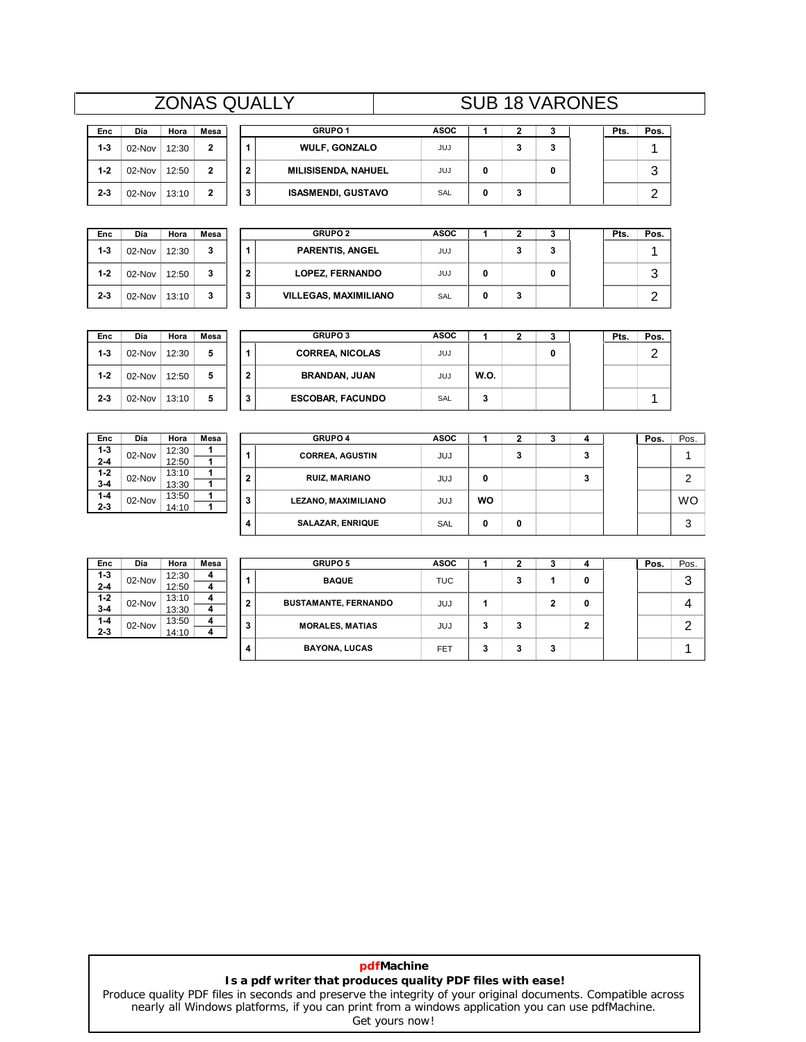# ZONAS QUALLY — SUB 18 VARONES

| Enc | Día | Hora | Mesa |
|---|---|---|---|
| 1-3 | 02-Nov | 12:30 | 2 |
| 1-2 | 02-Nov | 12:50 | 2 |
| 2-3 | 02-Nov | 13:10 | 2 |

| | GRUPO 1 | ASOC | 1 | 2 | 3 | | Pts. | Pos. |
|---|---|---|---|---|---|---|---|---|
| 1 | WULF, GONZALO | JUJ | | 3 | 3 | | | 1 |
| 2 | MILISISENDA, NAHUEL | JUJ | 0 | | 0 | | | 3 |
| 3 | ISASMENDI, GUSTAVO | SAL | 0 | 3 | | | | 2 |

| Enc | Día | Hora | Mesa |
|---|---|---|---|
| 1-3 | 02-Nov | 12:30 | 3 |
| 1-2 | 02-Nov | 12:50 | 3 |
| 2-3 | 02-Nov | 13:10 | 3 |

| | GRUPO 2 | ASOC | 1 | 2 | 3 | | Pts. | Pos. |
|---|---|---|---|---|---|---|---|---|
| 1 | PARENTIS, ANGEL | JUJ | | 3 | 3 | | | 1 |
| 2 | LOPEZ, FERNANDO | JUJ | 0 | | 0 | | | 3 |
| 3 | VILLEGAS, MAXIMILIANO | SAL | 0 | 3 | | | | 2 |

| Enc | Día | Hora | Mesa |
|---|---|---|---|
| 1-3 | 02-Nov | 12:30 | 5 |
| 1-2 | 02-Nov | 12:50 | 5 |
| 2-3 | 02-Nov | 13:10 | 5 |

| | GRUPO 3 | ASOC | 1 | 2 | 3 | | Pts. | Pos. |
|---|---|---|---|---|---|---|---|---|
| 1 | CORREA, NICOLAS | JUJ | | | 0 | | | 2 |
| 2 | BRANDAN, JUAN | JUJ | W.O. | | | | | |
| 3 | ESCOBAR, FACUNDO | SAL | 3 | | | | | 1 |

| Enc | Día | Hora | Mesa |
|---|---|---|---|
| 1-3 | 02-Nov | 12:30 | 1 |
| 2-4 | | 12:50 | 1 |
| 1-2 | 02-Nov | 13:10 | 1 |
| 3-4 | | 13:30 | 1 |
| 1-4 | 02-Nov | 13:50 | 1 |
| 2-3 | | 14:10 | 1 |

| | GRUPO 4 | ASOC | 1 | 2 | 3 | 4 | | Pos. | Pos. |
|---|---|---|---|---|---|---|---|---|---|
| 1 | CORREA, AGUSTIN | JUJ | | 3 | | 3 | | | 1 |
| 2 | RUIZ, MARIANO | JUJ | 0 | | | 3 | | | 2 |
| 3 | LEZANO, MAXIMILIANO | JUJ | WO | | | | | | WO |
| 4 | SALAZAR, ENRIQUE | SAL | 0 | 0 | | | | | 3 |

| Enc | Día | Hora | Mesa |
|---|---|---|---|
| 1-3 | 02-Nov | 12:30 | 4 |
| 2-4 | | 12:50 | 4 |
| 1-2 | 02-Nov | 13:10 | 4 |
| 3-4 | | 13:30 | 4 |
| 1-4 | 02-Nov | 13:50 | 4 |
| 2-3 | | 14:10 | 4 |

| | GRUPO 5 | ASOC | 1 | 2 | 3 | 4 | | Pos. | Pos. |
|---|---|---|---|---|---|---|---|---|---|
| 1 | BAQUE | TUC | | 3 | 1 | 0 | | | 3 |
| 2 | BUSTAMANTE, FERNANDO | JUJ | 1 | | 2 | 0 | | | 4 |
| 3 | MORALES, MATIAS | JUJ | 3 | 3 | | 2 | | | 2 |
| 4 | BAYONA, LUCAS | FET | 3 | 3 | 3 | | | | 1 |

**pdfMachine**
**Is a pdf writer that produces quality PDF files with ease!**
Produce quality PDF files in seconds and preserve the integrity of your original documents. Compatible across nearly all Windows platforms, if you can print from a windows application you can use pdfMachine.
Get yours now!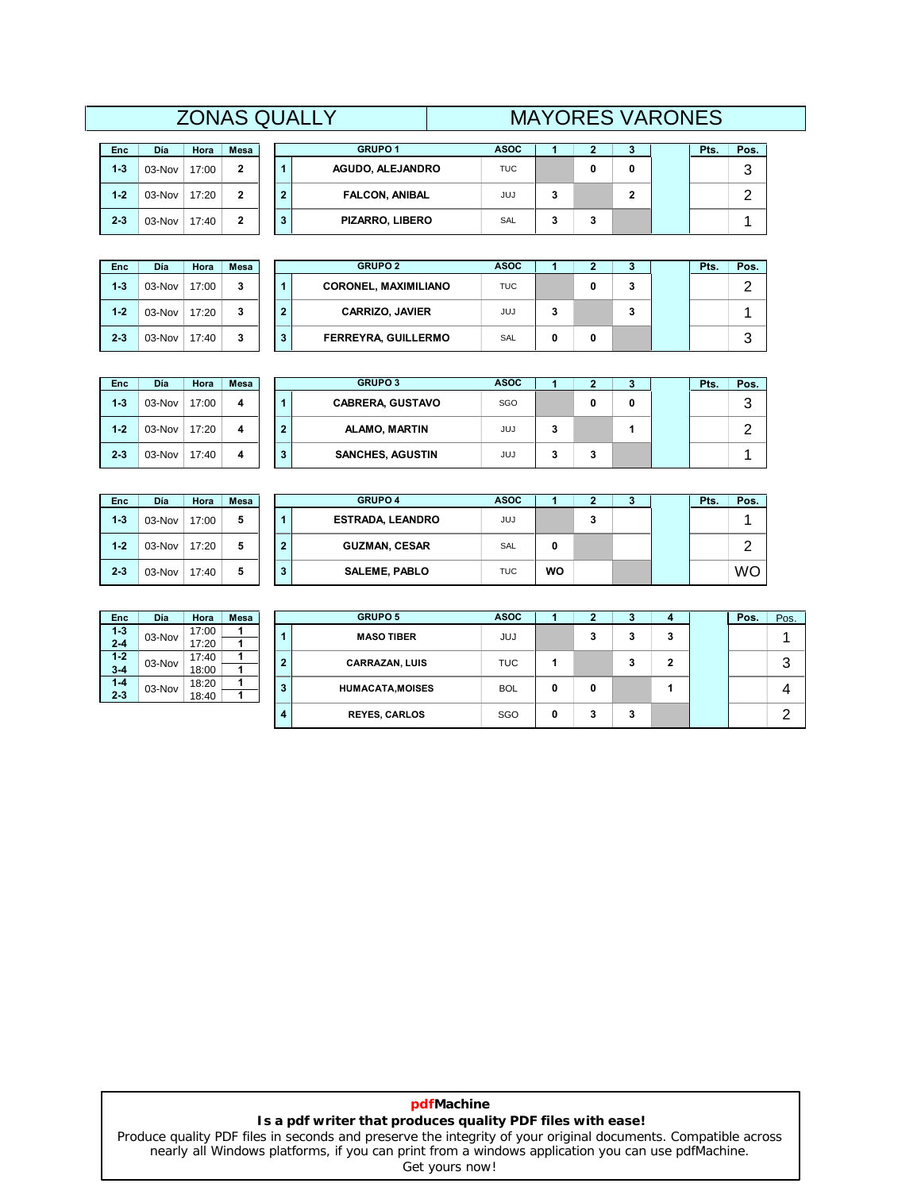# ZONAS QUALLY — MAYORES VARONES

| Enc | Día | Hora | Mesa |
|---|---|---|---|
| 1-3 | 03-Nov | 17:00 | 2 |
| 1-2 | 03-Nov | 17:20 | 2 |
| 2-3 | 03-Nov | 17:40 | 2 |

| | GRUPO 1 | ASOC | 1 | 2 | 3 | | Pts. | Pos. |
|---|---|---|---|---|---|---|---|---|
| 1 | AGUDO, ALEJANDRO | TUC | | 0 | 0 | | | 3 |
| 2 | FALCON, ANIBAL | JUJ | 3 | | 2 | | | 2 |
| 3 | PIZARRO, LIBERO | SAL | 3 | 3 | | | | 1 |

| Enc | Día | Hora | Mesa |
|---|---|---|---|
| 1-3 | 03-Nov | 17:00 | 3 |
| 1-2 | 03-Nov | 17:20 | 3 |
| 2-3 | 03-Nov | 17:40 | 3 |

| | GRUPO 2 | ASOC | 1 | 2 | 3 | | Pts. | Pos. |
|---|---|---|---|---|---|---|---|---|
| 1 | CORONEL, MAXIMILIANO | TUC | | 0 | 3 | | | 2 |
| 2 | CARRIZO, JAVIER | JUJ | 3 | | 3 | | | 1 |
| 3 | FERREYRA, GUILLERMO | SAL | 0 | 0 | | | | 3 |

| Enc | Día | Hora | Mesa |
|---|---|---|---|
| 1-3 | 03-Nov | 17:00 | 4 |
| 1-2 | 03-Nov | 17:20 | 4 |
| 2-3 | 03-Nov | 17:40 | 4 |

| | GRUPO 3 | ASOC | 1 | 2 | 3 | | Pts. | Pos. |
|---|---|---|---|---|---|---|---|---|
| 1 | CABRERA, GUSTAVO | SGO | | 0 | 0 | | | 3 |
| 2 | ALAMO, MARTIN | JUJ | 3 | | 1 | | | 2 |
| 3 | SANCHES, AGUSTIN | JUJ | 3 | 3 | | | | 1 |

| Enc | Día | Hora | Mesa |
|---|---|---|---|
| 1-3 | 03-Nov | 17:00 | 5 |
| 1-2 | 03-Nov | 17:20 | 5 |
| 2-3 | 03-Nov | 17:40 | 5 |

| | GRUPO 4 | ASOC | 1 | 2 | 3 | | Pts. | Pos. |
|---|---|---|---|---|---|---|---|---|
| 1 | ESTRADA, LEANDRO | JUJ | | 3 | | | | 1 |
| 2 | GUZMAN, CESAR | SAL | 0 | | | | | 2 |
| 3 | SALEME, PABLO | TUC | WO | | | | | WO |

| Enc | Día | Hora | Mesa |
|---|---|---|---|
| 1-3 | 03-Nov | 17:00 | 1 |
| 2-4 | | 17:20 | 1 |
| 1-2 | 03-Nov | 17:40 | 1 |
| 3-4 | | 18:00 | 1 |
| 1-4 | 03-Nov | 18:20 | 1 |
| 2-3 | | 18:40 | 1 |

| | GRUPO 5 | ASOC | 1 | 2 | 3 | 4 | | Pos. | Pos. |
|---|---|---|---|---|---|---|---|---|---|
| 1 | MASO TIBER | JUJ | | 3 | 3 | 3 | | | 1 |
| 2 | CARRAZAN, LUIS | TUC | 1 | | 3 | 2 | | | 3 |
| 3 | HUMACATA,MOISES | BOL | 0 | 0 | | 1 | | | 4 |
| 4 | REYES, CARLOS | SGO | 0 | 3 | 3 | | | | 2 |

**pdfMachine**
**Is a pdf writer that produces quality PDF files with ease!**
Produce quality PDF files in seconds and preserve the integrity of your original documents. Compatible across nearly all Windows platforms, if you can print from a windows application you can use pdfMachine.
Get yours now!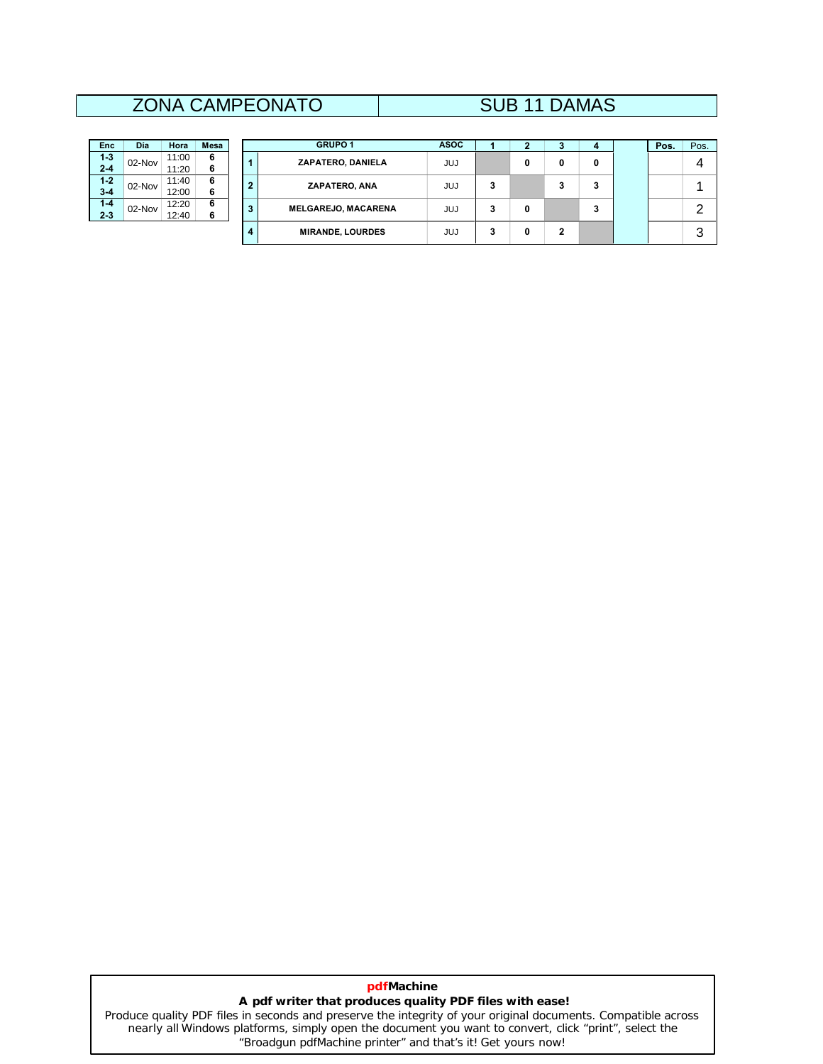| ZONA CAMPEONATO | SUB 11 DAMAS |
|---|---|

| Enc | Día | Hora | Mesa |
|---|---|---|---|
| 1-3 | 02-Nov | 11:00 | 6 |
| 2-4 | | 11:20 | 6 |
| 1-2 | 02-Nov | 11:40 | 6 |
| 3-4 | | 12:00 | 6 |
| 1-4 | 02-Nov | 12:20 | 6 |
| 2-3 | | 12:40 | 6 |

| | GRUPO 1 | ASOC | 1 | 2 | 3 | 4 | | Pos. | Pos. |
|---|---|---|---|---|---|---|---|---|---|
| 1 | ZAPATERO, DANIELA | JUJ | | 0 | 0 | 0 | | | 4 |
| 2 | ZAPATERO, ANA | JUJ | 3 | | 3 | 3 | | | 1 |
| 3 | MELGAREJO, MACARENA | JUJ | 3 | 0 | | 3 | | | 2 |
| 4 | MIRANDE, LOURDES | JUJ | 3 | 0 | 2 | | | | 3 |

**pdfMachine**
**A pdf writer that produces quality PDF files with ease!**
Produce quality PDF files in seconds and preserve the integrity of your original documents. Compatible across nearly all Windows platforms, simply open the document you want to convert, click "print", select the "Broadgun pdfMachine printer" and that's it! Get yours now!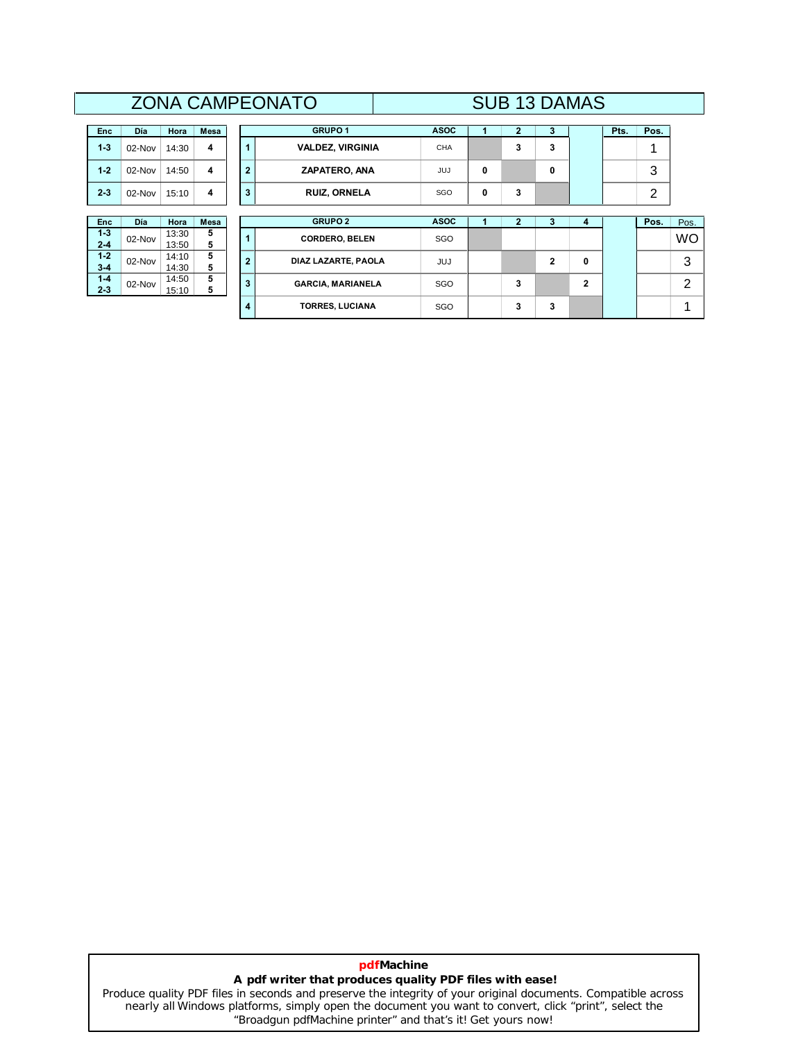# ZONA CAMPEONATO — SUB 13 DAMAS

| Enc | Día | Hora | Mesa |
|---|---|---|---|
| 1-3 | 02-Nov | 14:30 | 4 |
| 1-2 | 02-Nov | 14:50 | 4 |
| 2-3 | 02-Nov | 15:10 | 4 |

| | GRUPO 1 | ASOC | 1 | 2 | 3 | | Pts. | Pos. |
|---|---|---|---|---|---|---|---|---|
| 1 | VALDEZ, VIRGINIA | CHA | | 3 | 3 | | | 1 |
| 2 | ZAPATERO, ANA | JUJ | 0 | | 0 | | | 3 |
| 3 | RUIZ, ORNELA | SGO | 0 | 3 | | | | 2 |

| Enc | Día | Hora | Mesa |
|---|---|---|---|
| 1-3 | 02-Nov | 13:30 | 5 |
| 2-4 | | 13:50 | 5 |
| 1-2 | 02-Nov | 14:10 | 5 |
| 3-4 | | 14:30 | 5 |
| 1-4 | 02-Nov | 14:50 | 5 |
| 2-3 | | 15:10 | 5 |

| | GRUPO 2 | ASOC | 1 | 2 | 3 | 4 | | Pos. | Pos. |
|---|---|---|---|---|---|---|---|---|---|
| 1 | CORDERO, BELEN | SGO | | | | | | | WO |
| 2 | DIAZ LAZARTE, PAOLA | JUJ | | | 2 | 0 | | | 3 |
| 3 | GARCIA, MARIANELA | SGO | | 3 | | 2 | | | 2 |
| 4 | TORRES, LUCIANA | SGO | | 3 | 3 | | | | 1 |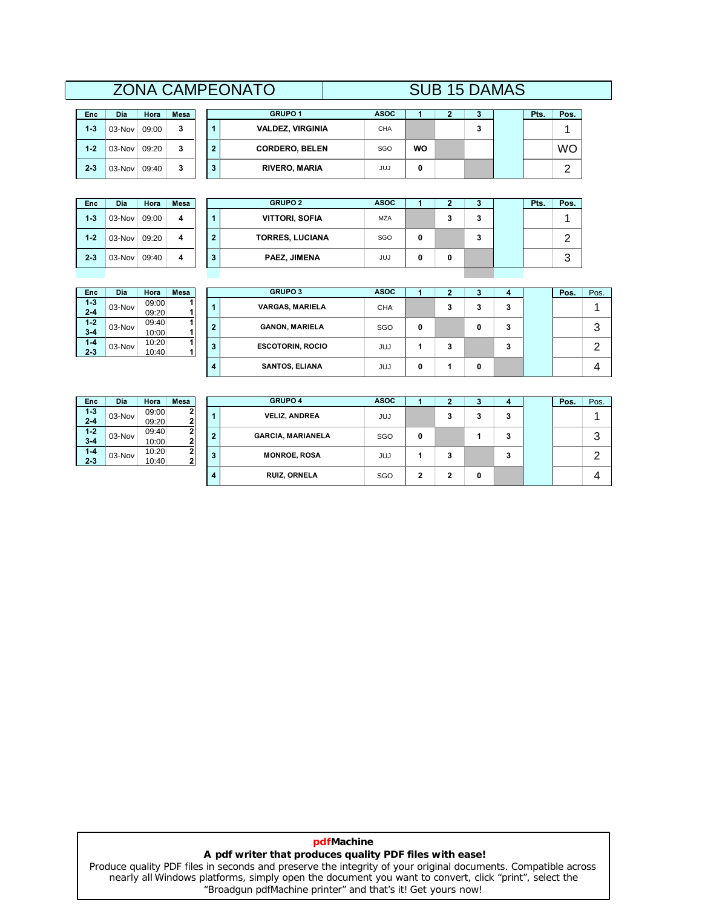# ZONA CAMPEONATO — SUB 15 DAMAS

| Enc | Día | Hora | Mesa |
|---|---|---|---|
| 1-3 | 03-Nov | 09:00 | 3 |
| 1-2 | 03-Nov | 09:20 | 3 |
| 2-3 | 03-Nov | 09:40 | 3 |

| | GRUPO 1 | ASOC | 1 | 2 | 3 | | Pts. | Pos. |
|---|---|---|---|---|---|---|---|---|
| 1 | VALDEZ, VIRGINIA | CHA | | | 3 | | | 1 |
| 2 | CORDERO, BELEN | SGO | WO | | | | | WO |
| 3 | RIVERO, MARIA | JUJ | 0 | | | | | 2 |

| Enc | Día | Hora | Mesa |
|---|---|---|---|
| 1-3 | 03-Nov | 09:00 | 4 |
| 1-2 | 03-Nov | 09:20 | 4 |
| 2-3 | 03-Nov | 09:40 | 4 |

| | GRUPO 2 | ASOC | 1 | 2 | 3 | | Pts. | Pos. |
|---|---|---|---|---|---|---|---|---|
| 1 | VITTORI, SOFIA | MZA | | 3 | 3 | | | 1 |
| 2 | TORRES, LUCIANA | SGO | 0 | | 3 | | | 2 |
| 3 | PAEZ, JIMENA | JUJ | 0 | 0 | | | | 3 |

| Enc | Día | Hora | Mesa |
|---|---|---|---|
| 1-3 | 03-Nov | 09:00 | 1 |
| 2-4 | | 09:20 | 1 |
| 1-2 | 03-Nov | 09:40 | 1 |
| 3-4 | | 10:00 | 1 |
| 1-4 | 03-Nov | 10:20 | 1 |
| 2-3 | | 10:40 | 1 |

| | GRUPO 3 | ASOC | 1 | 2 | 3 | 4 | | Pos. | Pos. |
|---|---|---|---|---|---|---|---|---|---|
| 1 | VARGAS, MARIELA | CHA | | 3 | 3 | 3 | | | 1 |
| 2 | GANON, MARIELA | SGO | 0 | | 0 | 3 | | | 3 |
| 3 | ESCOTORIN, ROCIO | JUJ | 1 | 3 | | 3 | | | 2 |
| 4 | SANTOS, ELIANA | JUJ | 0 | 1 | 0 | | | | 4 |

| Enc | Día | Hora | Mesa |
|---|---|---|---|
| 1-3 | 03-Nov | 09:00 | 2 |
| 2-4 | | 09:20 | 2 |
| 1-2 | 03-Nov | 09:40 | 2 |
| 3-4 | | 10:00 | 2 |
| 1-4 | 03-Nov | 10:20 | 2 |
| 2-3 | | 10:40 | 2 |

| | GRUPO 4 | ASOC | 1 | 2 | 3 | 4 | | Pos. | Pos. |
|---|---|---|---|---|---|---|---|---|---|
| 1 | VELIZ, ANDREA | JUJ | | 3 | 3 | 3 | | | 1 |
| 2 | GARCIA, MARIANELA | SGO | 0 | | 1 | 3 | | | 3 |
| 3 | MONROE, ROSA | JUJ | 1 | 3 | | 3 | | | 2 |
| 4 | RUIZ, ORNELA | SGO | 2 | 2 | 0 | | | | 4 |

**pdfMachine**
**A pdf writer that produces quality PDF files with ease!**
Produce quality PDF files in seconds and preserve the integrity of your original documents. Compatible across nearly all Windows platforms, simply open the document you want to convert, click "print", select the "Broadgun pdfMachine printer" and that's it! Get yours now!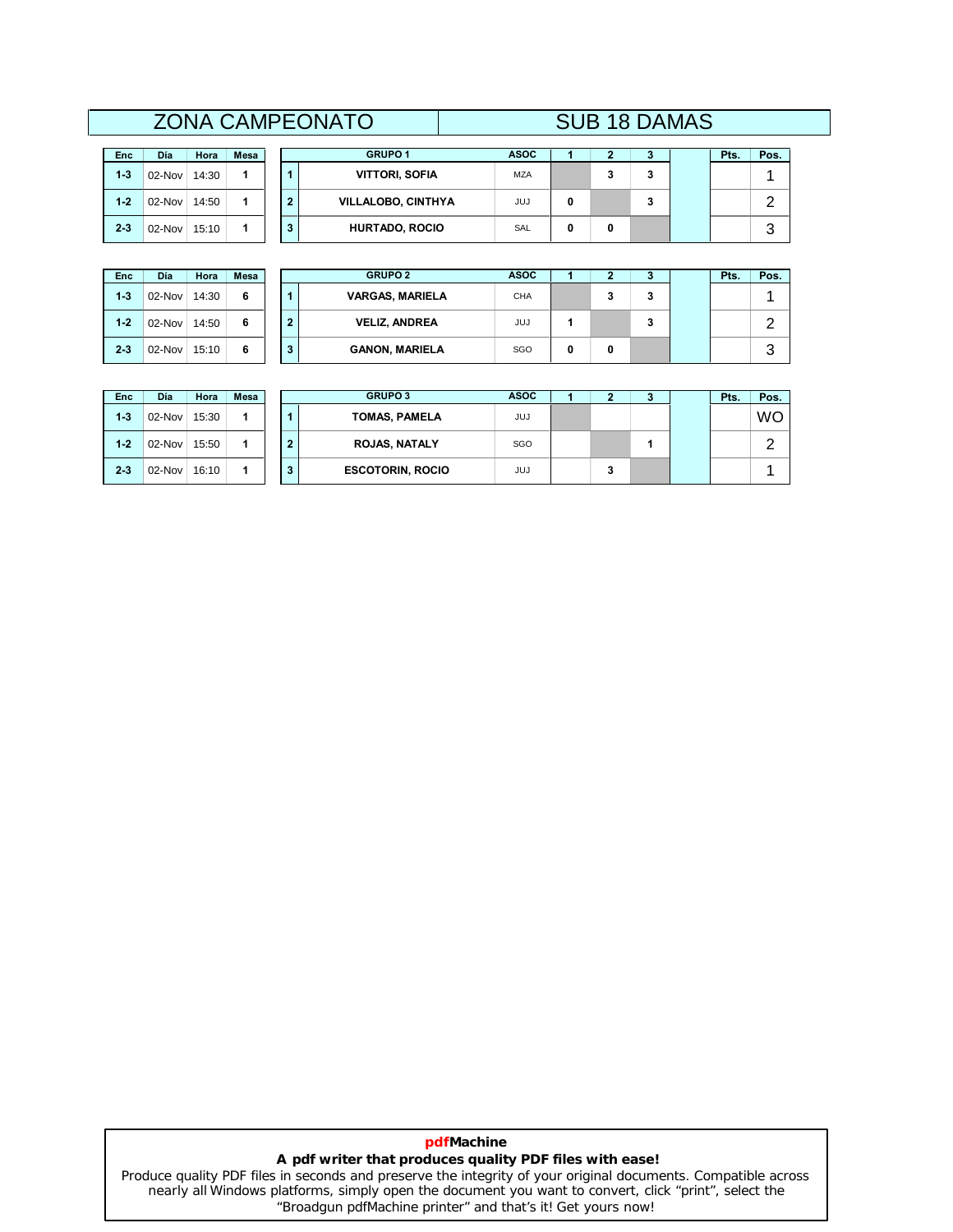| ZONA CAMPEONATO | SUB 18 DAMAS |
|---|---|

| Enc | Día | Hora | Mesa |
|---|---|---|---|
| 1-3 | 02-Nov | 14:30 | 1 |
| 1-2 | 02-Nov | 14:50 | 1 |
| 2-3 | 02-Nov | 15:10 | 1 |

| | GRUPO 1 | ASOC | 1 | 2 | 3 | | Pts. | Pos. |
|---|---|---|---|---|---|---|---|---|
| 1 | VITTORI, SOFIA | MZA | | 3 | 3 | | | 1 |
| 2 | VILLALOBO, CINTHYA | JUJ | 0 | | 3 | | | 2 |
| 3 | HURTADO, ROCIO | SAL | 0 | 0 | | | | 3 |

| Enc | Día | Hora | Mesa |
|---|---|---|---|
| 1-3 | 02-Nov | 14:30 | 6 |
| 1-2 | 02-Nov | 14:50 | 6 |
| 2-3 | 02-Nov | 15:10 | 6 |

| | GRUPO 2 | ASOC | 1 | 2 | 3 | | Pts. | Pos. |
|---|---|---|---|---|---|---|---|---|
| 1 | VARGAS, MARIELA | CHA | | 3 | 3 | | | 1 |
| 2 | VELIZ, ANDREA | JUJ | 1 | | 3 | | | 2 |
| 3 | GANON, MARIELA | SGO | 0 | 0 | | | | 3 |

| Enc | Día | Hora | Mesa |
|---|---|---|---|
| 1-3 | 02-Nov | 15:30 | 1 |
| 1-2 | 02-Nov | 15:50 | 1 |
| 2-3 | 02-Nov | 16:10 | 1 |

| | GRUPO 3 | ASOC | 1 | 2 | 3 | | Pts. | Pos. |
|---|---|---|---|---|---|---|---|---|
| 1 | TOMAS, PAMELA | JUJ | | | | | | WO |
| 2 | ROJAS, NATALY | SGO | | | 1 | | | 2 |
| 3 | ESCOTORIN, ROCIO | JUJ | | 3 | | | | 1 |

**pdfMachine**
**A pdf writer that produces quality PDF files with ease!**
Produce quality PDF files in seconds and preserve the integrity of your original documents. Compatible across nearly all Windows platforms, simply open the document you want to convert, click "print", select the "Broadgun pdfMachine printer" and that's it! Get yours now!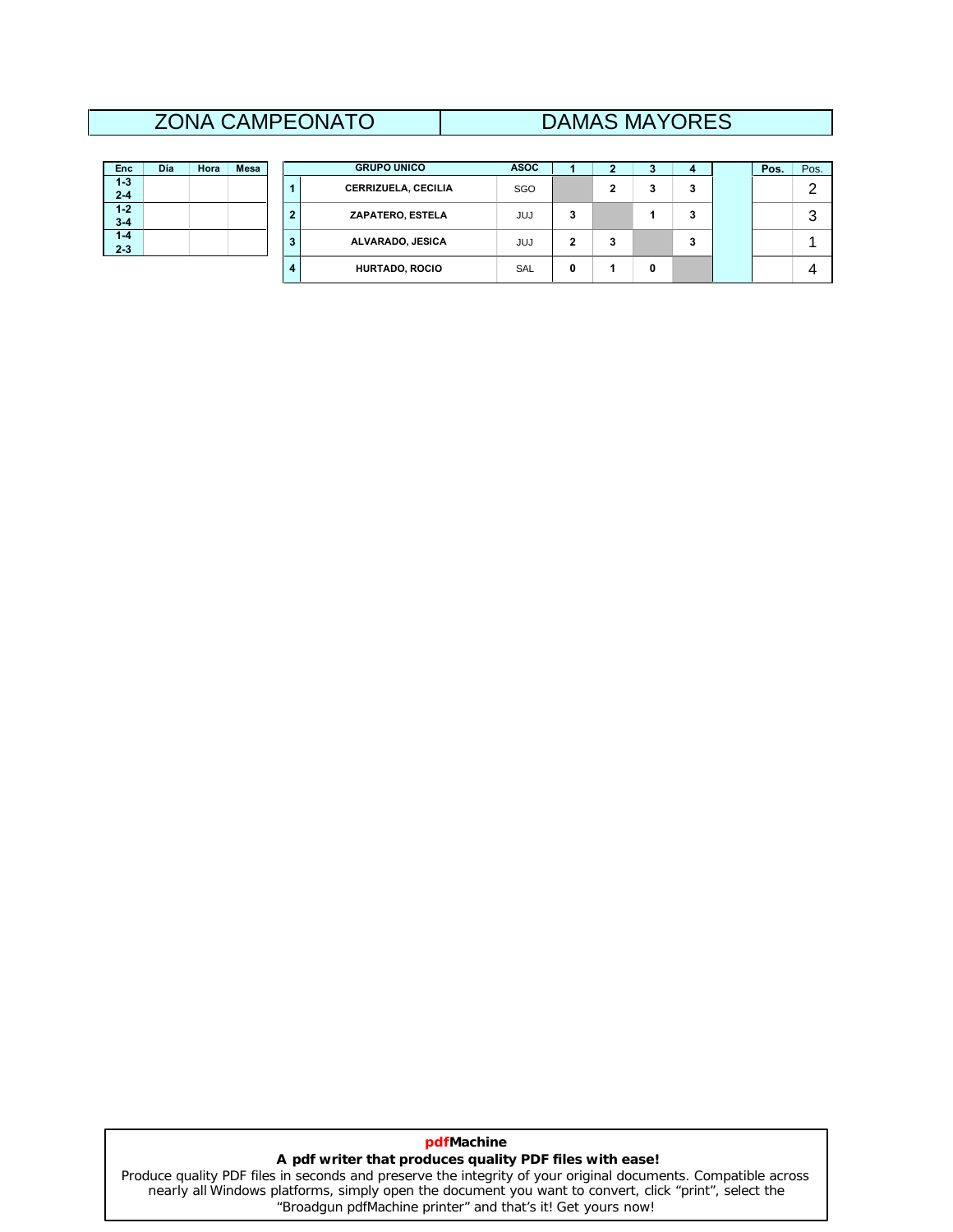| ZONA CAMPEONATO | DAMAS MAYORES |
|---|---|

| Enc | Día | Hora | Mesa |
|---|---|---|---|
| 1-3 | | | |
| 2-4 | | | |
| 1-2 | | | |
| 3-4 | | | |
| 1-4 | | | |
| 2-3 | | | |

| | GRUPO UNICO | ASOC | 1 | 2 | 3 | 4 | | Pos. | Pos. |
|---|---|---|---|---|---|---|---|---|---|
| 1 | CERRIZUELA, CECILIA | SGO | | 2 | 3 | 3 | | | 2 |
| 2 | ZAPATERO, ESTELA | JUJ | 3 | | 1 | 3 | | | 3 |
| 3 | ALVARADO, JESICA | JUJ | 2 | 3 | | 3 | | | 1 |
| 4 | HURTADO, ROCIO | SAL | 0 | 1 | 0 | | | | 4 |

**pdfMachine**
**A pdf writer that produces quality PDF files with ease!**
Produce quality PDF files in seconds and preserve the integrity of your original documents. Compatible across nearly all Windows platforms, simply open the document you want to convert, click "print", select the "Broadgun pdfMachine printer" and that's it! Get yours now!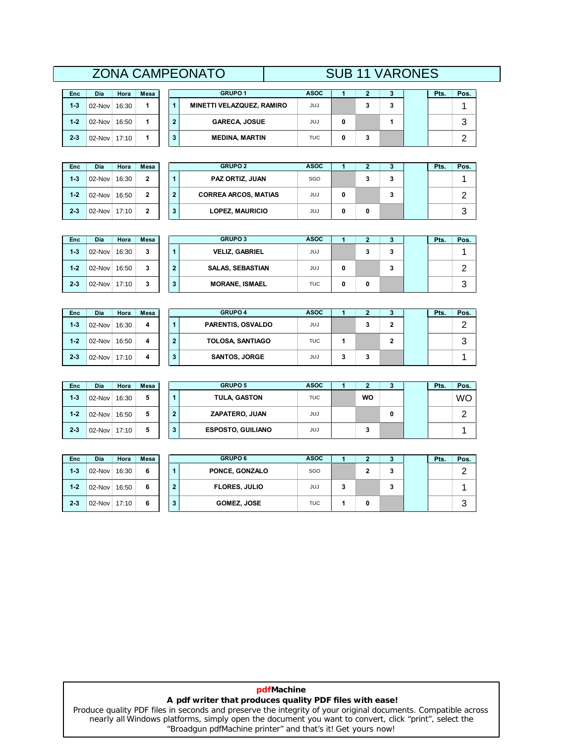# ZONA CAMPEONATO — SUB 11 VARONES

| Enc | Día | Hora | Mesa |
|---|---|---|---|
| 1-3 | 02-Nov | 16:30 | 1 |
| 1-2 | 02-Nov | 16:50 | 1 |
| 2-3 | 02-Nov | 17:10 | 1 |

| | GRUPO 1 | ASOC | 1 | 2 | 3 | | Pts. | Pos. |
|---|---|---|---|---|---|---|---|---|
| 1 | MINETTI VELAZQUEZ, RAMIRO | JUJ | | 3 | 3 | | | 1 |
| 2 | GARECA, JOSUE | JUJ | 0 | | 1 | | | 3 |
| 3 | MEDINA, MARTIN | TUC | 0 | 3 | | | | 2 |

| Enc | Día | Hora | Mesa |
|---|---|---|---|
| 1-3 | 02-Nov | 16:30 | 2 |
| 1-2 | 02-Nov | 16:50 | 2 |
| 2-3 | 02-Nov | 17:10 | 2 |

| | GRUPO 2 | ASOC | 1 | 2 | 3 | | Pts. | Pos. |
|---|---|---|---|---|---|---|---|---|
| 1 | PAZ ORTIZ, JUAN | SGO | | 3 | 3 | | | 1 |
| 2 | CORREA ARCOS, MATIAS | JUJ | 0 | | 3 | | | 2 |
| 3 | LOPEZ, MAURICIO | JUJ | 0 | 0 | | | | 3 |

| Enc | Día | Hora | Mesa |
|---|---|---|---|
| 1-3 | 02-Nov | 16:30 | 3 |
| 1-2 | 02-Nov | 16:50 | 3 |
| 2-3 | 02-Nov | 17:10 | 3 |

| | GRUPO 3 | ASOC | 1 | 2 | 3 | | Pts. | Pos. |
|---|---|---|---|---|---|---|---|---|
| 1 | VELIZ, GABRIEL | JUJ | | 3 | 3 | | | 1 |
| 2 | SALAS, SEBASTIAN | JUJ | 0 | | 3 | | | 2 |
| 3 | MORANE, ISMAEL | TUC | 0 | 0 | | | | 3 |

| Enc | Día | Hora | Mesa |
|---|---|---|---|
| 1-3 | 02-Nov | 16:30 | 4 |
| 1-2 | 02-Nov | 16:50 | 4 |
| 2-3 | 02-Nov | 17:10 | 4 |

| | GRUPO 4 | ASOC | 1 | 2 | 3 | | Pts. | Pos. |
|---|---|---|---|---|---|---|---|---|
| 1 | PARENTIS, OSVALDO | JUJ | | 3 | 2 | | | 2 |
| 2 | TOLOSA, SANTIAGO | TUC | 1 | | 2 | | | 3 |
| 3 | SANTOS, JORGE | JUJ | 3 | 3 | | | | 1 |

| Enc | Día | Hora | Mesa |
|---|---|---|---|
| 1-3 | 02-Nov | 16:30 | 5 |
| 1-2 | 02-Nov | 16:50 | 5 |
| 2-3 | 02-Nov | 17:10 | 5 |

| | GRUPO 5 | ASOC | 1 | 2 | 3 | | Pts. | Pos. |
|---|---|---|---|---|---|---|---|---|
| 1 | TULA, GASTON | TUC | | WO | | | | WO |
| 2 | ZAPATERO, JUAN | JUJ | | | 0 | | | 2 |
| 3 | ESPOSTO, GUILIANO | JUJ | | 3 | | | | 1 |

| Enc | Día | Hora | Mesa |
|---|---|---|---|
| 1-3 | 02-Nov | 16:30 | 6 |
| 1-2 | 02-Nov | 16:50 | 6 |
| 2-3 | 02-Nov | 17:10 | 6 |

| | GRUPO 6 | ASOC | 1 | 2 | 3 | | Pts. | Pos. |
|---|---|---|---|---|---|---|---|---|
| 1 | PONCE, GONZALO | SGO | | 2 | 3 | | | 2 |
| 2 | FLORES, JULIO | JUJ | 3 | | 3 | | | 1 |
| 3 | GOMEZ, JOSE | TUC | 1 | 0 | | | | 3 |

**pdfMachine**
**A pdf writer that produces quality PDF files with ease!**
Produce quality PDF files in seconds and preserve the integrity of your original documents. Compatible across nearly all Windows platforms, simply open the document you want to convert, click "print", select the "Broadgun pdfMachine printer" and that's it! Get yours now!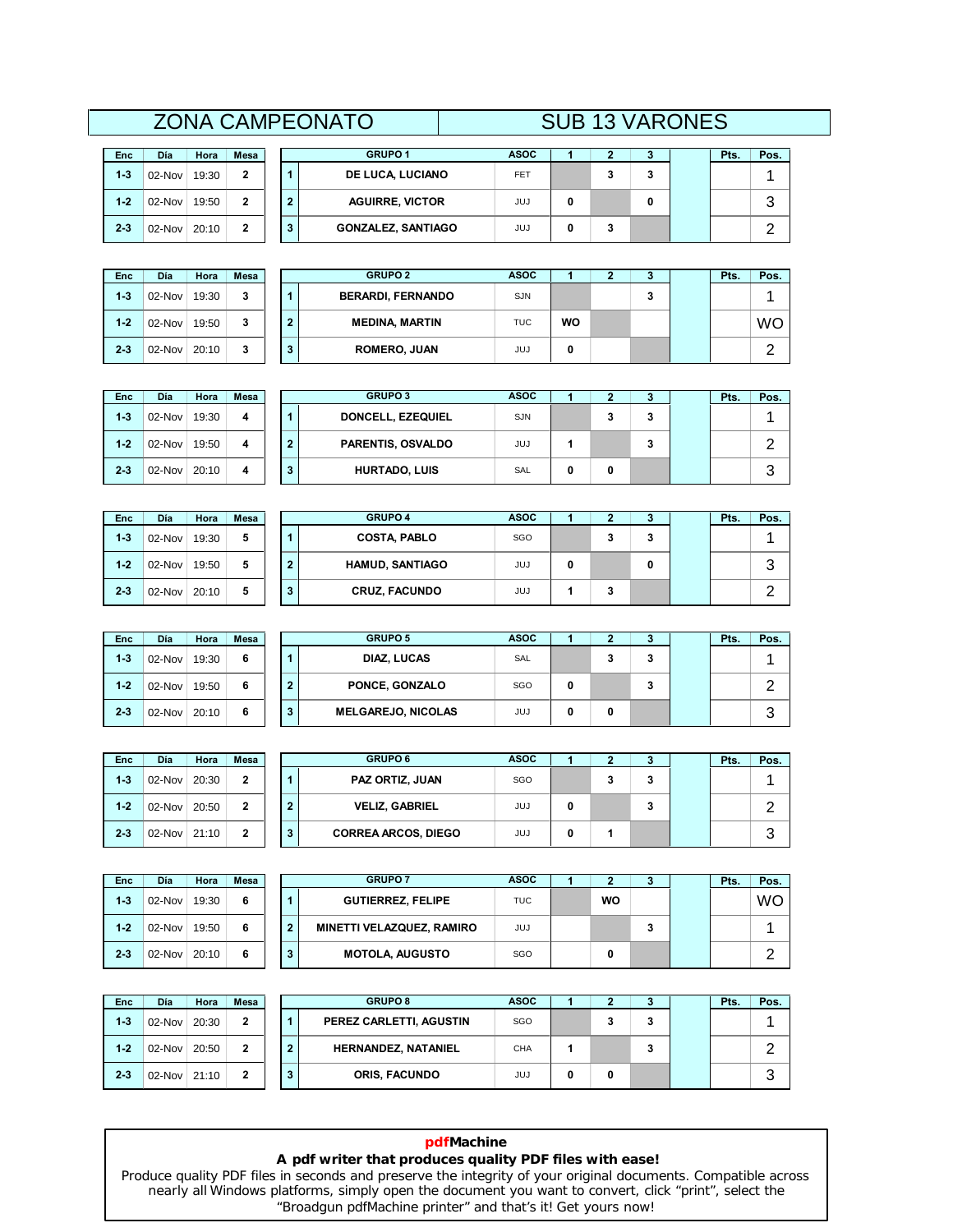# ZONA CAMPEONATO — SUB 13 VARONES

| Enc | Día | Hora | Mesa |
|---|---|---|---|
| 1-3 | 02-Nov | 19:30 | 2 |
| 1-2 | 02-Nov | 19:50 | 2 |
| 2-3 | 02-Nov | 20:10 | 2 |

| | GRUPO 1 | ASOC | 1 | 2 | 3 | | Pts. | Pos. |
|---|---|---|---|---|---|---|---|---|
| 1 | DE LUCA, LUCIANO | FET | | 3 | 3 | | | 1 |
| 2 | AGUIRRE, VICTOR | JUJ | 0 | | 0 | | | 3 |
| 3 | GONZALEZ, SANTIAGO | JUJ | 0 | 3 | | | | 2 |

| Enc | Día | Hora | Mesa |
|---|---|---|---|
| 1-3 | 02-Nov | 19:30 | 3 |
| 1-2 | 02-Nov | 19:50 | 3 |
| 2-3 | 02-Nov | 20:10 | 3 |

| | GRUPO 2 | ASOC | 1 | 2 | 3 | | Pts. | Pos. |
|---|---|---|---|---|---|---|---|---|
| 1 | BERARDI, FERNANDO | SJN | | | 3 | | | 1 |
| 2 | MEDINA, MARTIN | TUC | WO | | | | | WO |
| 3 | ROMERO, JUAN | JUJ | 0 | | | | | 2 |

| Enc | Día | Hora | Mesa |
|---|---|---|---|
| 1-3 | 02-Nov | 19:30 | 4 |
| 1-2 | 02-Nov | 19:50 | 4 |
| 2-3 | 02-Nov | 20:10 | 4 |

| | GRUPO 3 | ASOC | 1 | 2 | 3 | | Pts. | Pos. |
|---|---|---|---|---|---|---|---|---|
| 1 | DONCELL, EZEQUIEL | SJN | | 3 | 3 | | | 1 |
| 2 | PARENTIS, OSVALDO | JUJ | 1 | | 3 | | | 2 |
| 3 | HURTADO, LUIS | SAL | 0 | 0 | | | | 3 |

| Enc | Día | Hora | Mesa |
|---|---|---|---|
| 1-3 | 02-Nov | 19:30 | 5 |
| 1-2 | 02-Nov | 19:50 | 5 |
| 2-3 | 02-Nov | 20:10 | 5 |

| | GRUPO 4 | ASOC | 1 | 2 | 3 | | Pts. | Pos. |
|---|---|---|---|---|---|---|---|---|
| 1 | COSTA, PABLO | SGO | | 3 | 3 | | | 1 |
| 2 | HAMUD, SANTIAGO | JUJ | 0 | | 0 | | | 3 |
| 3 | CRUZ, FACUNDO | JUJ | 1 | 3 | | | | 2 |

| Enc | Día | Hora | Mesa |
|---|---|---|---|
| 1-3 | 02-Nov | 19:30 | 6 |
| 1-2 | 02-Nov | 19:50 | 6 |
| 2-3 | 02-Nov | 20:10 | 6 |

| | GRUPO 5 | ASOC | 1 | 2 | 3 | | Pts. | Pos. |
|---|---|---|---|---|---|---|---|---|
| 1 | DIAZ, LUCAS | SAL | | 3 | 3 | | | 1 |
| 2 | PONCE, GONZALO | SGO | 0 | | 3 | | | 2 |
| 3 | MELGAREJO, NICOLAS | JUJ | 0 | 0 | | | | 3 |

| Enc | Día | Hora | Mesa |
|---|---|---|---|
| 1-3 | 02-Nov | 20:30 | 2 |
| 1-2 | 02-Nov | 20:50 | 2 |
| 2-3 | 02-Nov | 21:10 | 2 |

| | GRUPO 6 | ASOC | 1 | 2 | 3 | | Pts. | Pos. |
|---|---|---|---|---|---|---|---|---|
| 1 | PAZ ORTIZ, JUAN | SGO | | 3 | 3 | | | 1 |
| 2 | VELIZ, GABRIEL | JUJ | 0 | | 3 | | | 2 |
| 3 | CORREA ARCOS, DIEGO | JUJ | 0 | 1 | | | | 3 |

| Enc | Día | Hora | Mesa |
|---|---|---|---|
| 1-3 | 02-Nov | 19:30 | 6 |
| 1-2 | 02-Nov | 19:50 | 6 |
| 2-3 | 02-Nov | 20:10 | 6 |

| | GRUPO 7 | ASOC | 1 | 2 | 3 | | Pts. | Pos. |
|---|---|---|---|---|---|---|---|---|
| 1 | GUTIERREZ, FELIPE | TUC | | WO | | | | WO |
| 2 | MINETTI VELAZQUEZ, RAMIRO | JUJ | | | 3 | | | 1 |
| 3 | MOTOLA, AUGUSTO | SGO | | 0 | | | | 2 |

| Enc | Día | Hora | Mesa |
|---|---|---|---|
| 1-3 | 02-Nov | 20:30 | 2 |
| 1-2 | 02-Nov | 20:50 | 2 |
| 2-3 | 02-Nov | 21:10 | 2 |

| | GRUPO 8 | ASOC | 1 | 2 | 3 | | Pts. | Pos. |
|---|---|---|---|---|---|---|---|---|
| 1 | PEREZ CARLETTI, AGUSTIN | SGO | | 3 | 3 | | | 1 |
| 2 | HERNANDEZ, NATANIEL | CHA | 1 | | 3 | | | 2 |
| 3 | ORIS, FACUNDO | JUJ | 0 | 0 | | | | 3 |

**pdfMachine**
**A pdf writer that produces quality PDF files with ease!**
Produce quality PDF files in seconds and preserve the integrity of your original documents. Compatible across nearly all Windows platforms, simply open the document you want to convert, click "print", select the "Broadgun pdfMachine printer" and that's it! Get yours now!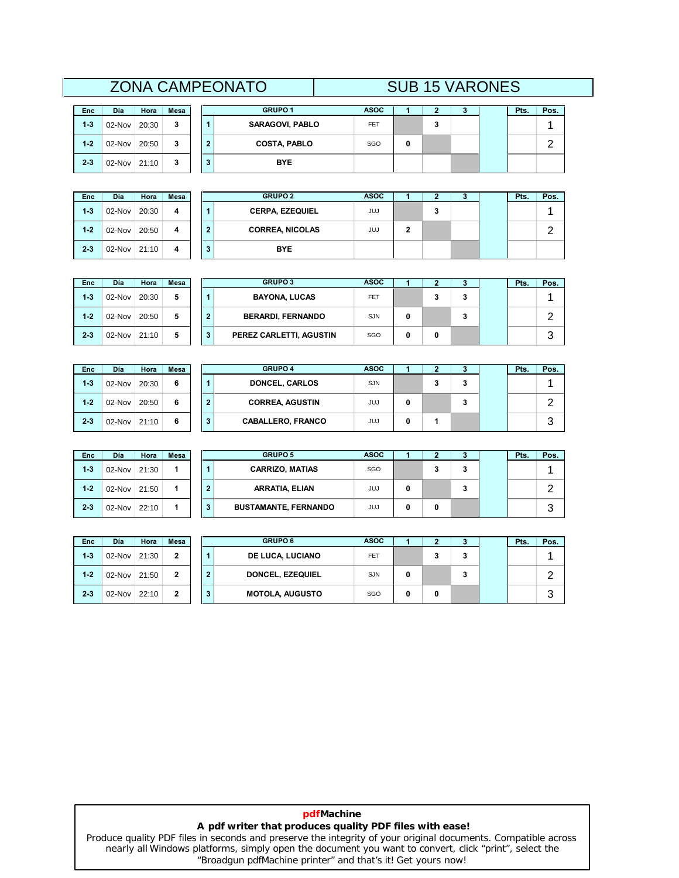# ZONA CAMPEONATO — SUB 15 VARONES

| Enc | Día | Hora | Mesa |
|---|---|---|---|
| 1-3 | 02-Nov | 20:30 | 3 |
| 1-2 | 02-Nov | 20:50 | 3 |
| 2-3 | 02-Nov | 21:10 | 3 |

| | GRUPO 1 | ASOC | 1 | 2 | 3 | | Pts. | Pos. |
|---|---|---|---|---|---|---|---|---|
| 1 | SARAGOVI, PABLO | FET | | 3 | | | | 1 |
| 2 | COSTA, PABLO | SGO | 0 | | | | | 2 |
| 3 | BYE | | | | | | | |

| Enc | Día | Hora | Mesa |
|---|---|---|---|
| 1-3 | 02-Nov | 20:30 | 4 |
| 1-2 | 02-Nov | 20:50 | 4 |
| 2-3 | 02-Nov | 21:10 | 4 |

| | GRUPO 2 | ASOC | 1 | 2 | 3 | | Pts. | Pos. |
|---|---|---|---|---|---|---|---|---|
| 1 | CERPA, EZEQUIEL | JUJ | | 3 | | | | 1 |
| 2 | CORREA, NICOLAS | JUJ | 2 | | | | | 2 |
| 3 | BYE | | | | | | | |

| Enc | Día | Hora | Mesa |
|---|---|---|---|
| 1-3 | 02-Nov | 20:30 | 5 |
| 1-2 | 02-Nov | 20:50 | 5 |
| 2-3 | 02-Nov | 21:10 | 5 |

| | GRUPO 3 | ASOC | 1 | 2 | 3 | | Pts. | Pos. |
|---|---|---|---|---|---|---|---|---|
| 1 | BAYONA, LUCAS | FET | | 3 | 3 | | | 1 |
| 2 | BERARDI, FERNANDO | SJN | 0 | | 3 | | | 2 |
| 3 | PEREZ CARLETTI, AGUSTIN | SGO | 0 | 0 | | | | 3 |

| Enc | Día | Hora | Mesa |
|---|---|---|---|
| 1-3 | 02-Nov | 20:30 | 6 |
| 1-2 | 02-Nov | 20:50 | 6 |
| 2-3 | 02-Nov | 21:10 | 6 |

| | GRUPO 4 | ASOC | 1 | 2 | 3 | | Pts. | Pos. |
|---|---|---|---|---|---|---|---|---|
| 1 | DONCEL, CARLOS | SJN | | 3 | 3 | | | 1 |
| 2 | CORREA, AGUSTIN | JUJ | 0 | | 3 | | | 2 |
| 3 | CABALLERO, FRANCO | JUJ | 0 | 1 | | | | 3 |

| Enc | Día | Hora | Mesa |
|---|---|---|---|
| 1-3 | 02-Nov | 21:30 | 1 |
| 1-2 | 02-Nov | 21:50 | 1 |
| 2-3 | 02-Nov | 22:10 | 1 |

| | GRUPO 5 | ASOC | 1 | 2 | 3 | | Pts. | Pos. |
|---|---|---|---|---|---|---|---|---|
| 1 | CARRIZO, MATIAS | SGO | | 3 | 3 | | | 1 |
| 2 | ARRATIA, ELIAN | JUJ | 0 | | 3 | | | 2 |
| 3 | BUSTAMANTE, FERNANDO | JUJ | 0 | 0 | | | | 3 |

| Enc | Día | Hora | Mesa |
|---|---|---|---|
| 1-3 | 02-Nov | 21:30 | 2 |
| 1-2 | 02-Nov | 21:50 | 2 |
| 2-3 | 02-Nov | 22:10 | 2 |

| | GRUPO 6 | ASOC | 1 | 2 | 3 | | Pts. | Pos. |
|---|---|---|---|---|---|---|---|---|
| 1 | DE LUCA, LUCIANO | FET | | 3 | 3 | | | 1 |
| 2 | DONCEL, EZEQUIEL | SJN | 0 | | 3 | | | 2 |
| 3 | MOTOLA, AUGUSTO | SGO | 0 | 0 | | | | 3 |

**pdfMachine**
**A pdf writer that produces quality PDF files with ease!**
Produce quality PDF files in seconds and preserve the integrity of your original documents. Compatible across nearly all Windows platforms, simply open the document you want to convert, click "print", select the "Broadgun pdfMachine printer" and that's it! Get yours now!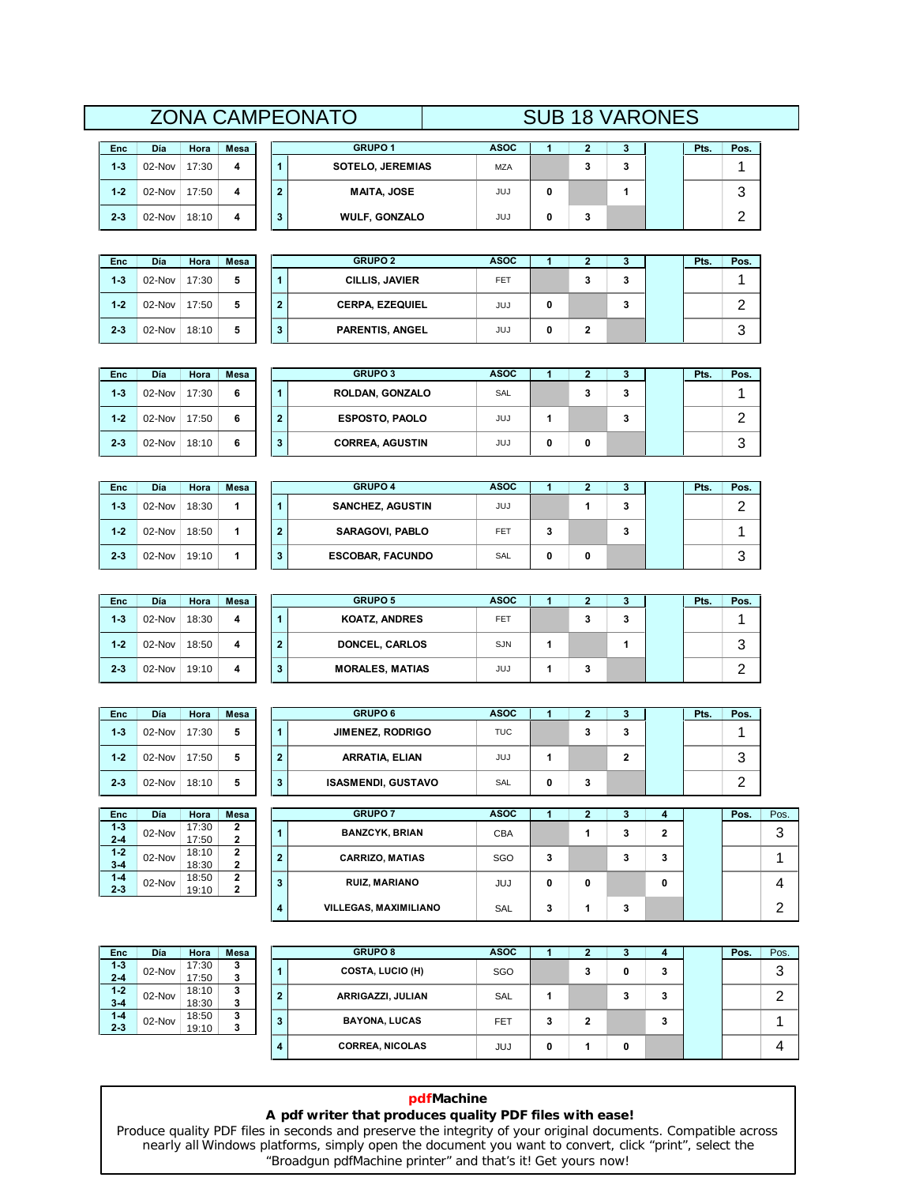# ZONA CAMPEONATO — SUB 18 VARONES

| Enc | Día | Hora | Mesa |
|---|---|---|---|
| 1-3 | 02-Nov | 17:30 | 4 |
| 1-2 | 02-Nov | 17:50 | 4 |
| 2-3 | 02-Nov | 18:10 | 4 |

| | GRUPO 1 | ASOC | 1 | 2 | 3 | | Pts. | Pos. |
|---|---|---|---|---|---|---|---|---|
| 1 | SOTELO, JEREMIAS | MZA | | 3 | 3 | | | 1 |
| 2 | MAITA, JOSE | JUJ | 0 | | 1 | | | 3 |
| 3 | WULF, GONZALO | JUJ | 0 | 3 | | | | 2 |

| Enc | Día | Hora | Mesa |
|---|---|---|---|
| 1-3 | 02-Nov | 17:30 | 5 |
| 1-2 | 02-Nov | 17:50 | 5 |
| 2-3 | 02-Nov | 18:10 | 5 |

| | GRUPO 2 | ASOC | 1 | 2 | 3 | | Pts. | Pos. |
|---|---|---|---|---|---|---|---|---|
| 1 | CILLIS, JAVIER | FET | | 3 | 3 | | | 1 |
| 2 | CERPA, EZEQUIEL | JUJ | 0 | | 3 | | | 2 |
| 3 | PARENTIS, ANGEL | JUJ | 0 | 2 | | | | 3 |

| Enc | Día | Hora | Mesa |
|---|---|---|---|
| 1-3 | 02-Nov | 17:30 | 6 |
| 1-2 | 02-Nov | 17:50 | 6 |
| 2-3 | 02-Nov | 18:10 | 6 |

| | GRUPO 3 | ASOC | 1 | 2 | 3 | | Pts. | Pos. |
|---|---|---|---|---|---|---|---|---|
| 1 | ROLDAN, GONZALO | SAL | | 3 | 3 | | | 1 |
| 2 | ESPOSTO, PAOLO | JUJ | 1 | | 3 | | | 2 |
| 3 | CORREA, AGUSTIN | JUJ | 0 | 0 | | | | 3 |

| Enc | Día | Hora | Mesa |
|---|---|---|---|
| 1-3 | 02-Nov | 18:30 | 1 |
| 1-2 | 02-Nov | 18:50 | 1 |
| 2-3 | 02-Nov | 19:10 | 1 |

| | GRUPO 4 | ASOC | 1 | 2 | 3 | | Pts. | Pos. |
|---|---|---|---|---|---|---|---|---|
| 1 | SANCHEZ, AGUSTIN | JUJ | | 1 | 3 | | | 2 |
| 2 | SARAGOVI, PABLO | FET | 3 | | 3 | | | 1 |
| 3 | ESCOBAR, FACUNDO | SAL | 0 | 0 | | | | 3 |

| Enc | Día | Hora | Mesa |
|---|---|---|---|
| 1-3 | 02-Nov | 18:30 | 4 |
| 1-2 | 02-Nov | 18:50 | 4 |
| 2-3 | 02-Nov | 19:10 | 4 |

| | GRUPO 5 | ASOC | 1 | 2 | 3 | | Pts. | Pos. |
|---|---|---|---|---|---|---|---|---|
| 1 | KOATZ, ANDRES | FET | | 3 | 3 | | | 1 |
| 2 | DONCEL, CARLOS | SJN | 1 | | 1 | | | 3 |
| 3 | MORALES, MATIAS | JUJ | 1 | 3 | | | | 2 |

| Enc | Día | Hora | Mesa |
|---|---|---|---|
| 1-3 | 02-Nov | 17:30 | 5 |
| 1-2 | 02-Nov | 17:50 | 5 |
| 2-3 | 02-Nov | 18:10 | 5 |

| | GRUPO 6 | ASOC | 1 | 2 | 3 | | Pts. | Pos. |
|---|---|---|---|---|---|---|---|---|
| 1 | JIMENEZ, RODRIGO | TUC | | 3 | 3 | | | 1 |
| 2 | ARRATIA, ELIAN | JUJ | 1 | | 2 | | | 3 |
| 3 | ISASMENDI, GUSTAVO | SAL | 0 | 3 | | | | 2 |

| Enc | Día | Hora | Mesa |
|---|---|---|---|
| 1-3 | 02-Nov | 17:30 | 2 |
| 2-4 | | 17:50 | 2 |
| 1-2 | 02-Nov | 18:10 | 2 |
| 3-4 | | 18:30 | 2 |
| 1-4 | 02-Nov | 18:50 | 2 |
| 2-3 | | 19:10 | 2 |

| | GRUPO 7 | ASOC | 1 | 2 | 3 | 4 | | Pos. | Pos. |
|---|---|---|---|---|---|---|---|---|---|
| 1 | BANZCYK, BRIAN | CBA | | 1 | 3 | 2 | | | 3 |
| 2 | CARRIZO, MATIAS | SGO | 3 | | 3 | 3 | | | 1 |
| 3 | RUIZ, MARIANO | JUJ | 0 | 0 | | 0 | | | 4 |
| 4 | VILLEGAS, MAXIMILIANO | SAL | 3 | 1 | 3 | | | | 2 |

| Enc | Día | Hora | Mesa |
|---|---|---|---|
| 1-3 | 02-Nov | 17:30 | 3 |
| 2-4 | | 17:50 | 3 |
| 1-2 | 02-Nov | 18:10 | 3 |
| 3-4 | | 18:30 | 3 |
| 1-4 | 02-Nov | 18:50 | 3 |
| 2-3 | | 19:10 | 3 |

| | GRUPO 8 | ASOC | 1 | 2 | 3 | 4 | | Pos. | Pos. |
|---|---|---|---|---|---|---|---|---|---|
| 1 | COSTA, LUCIO (H) | SGO | | 3 | 0 | 3 | | | 3 |
| 2 | ARRIGAZZI, JULIAN | SAL | 1 | | 3 | 3 | | | 2 |
| 3 | BAYONA, LUCAS | FET | 3 | 2 | | 3 | | | 1 |
| 4 | CORREA, NICOLAS | JUJ | 0 | 1 | 0 | | | | 4 |

**pdfMachine**
**A pdf writer that produces quality PDF files with ease!**
Produce quality PDF files in seconds and preserve the integrity of your original documents. Compatible across nearly all Windows platforms, simply open the document you want to convert, click "print", select the "Broadgun pdfMachine printer" and that's it! Get yours now!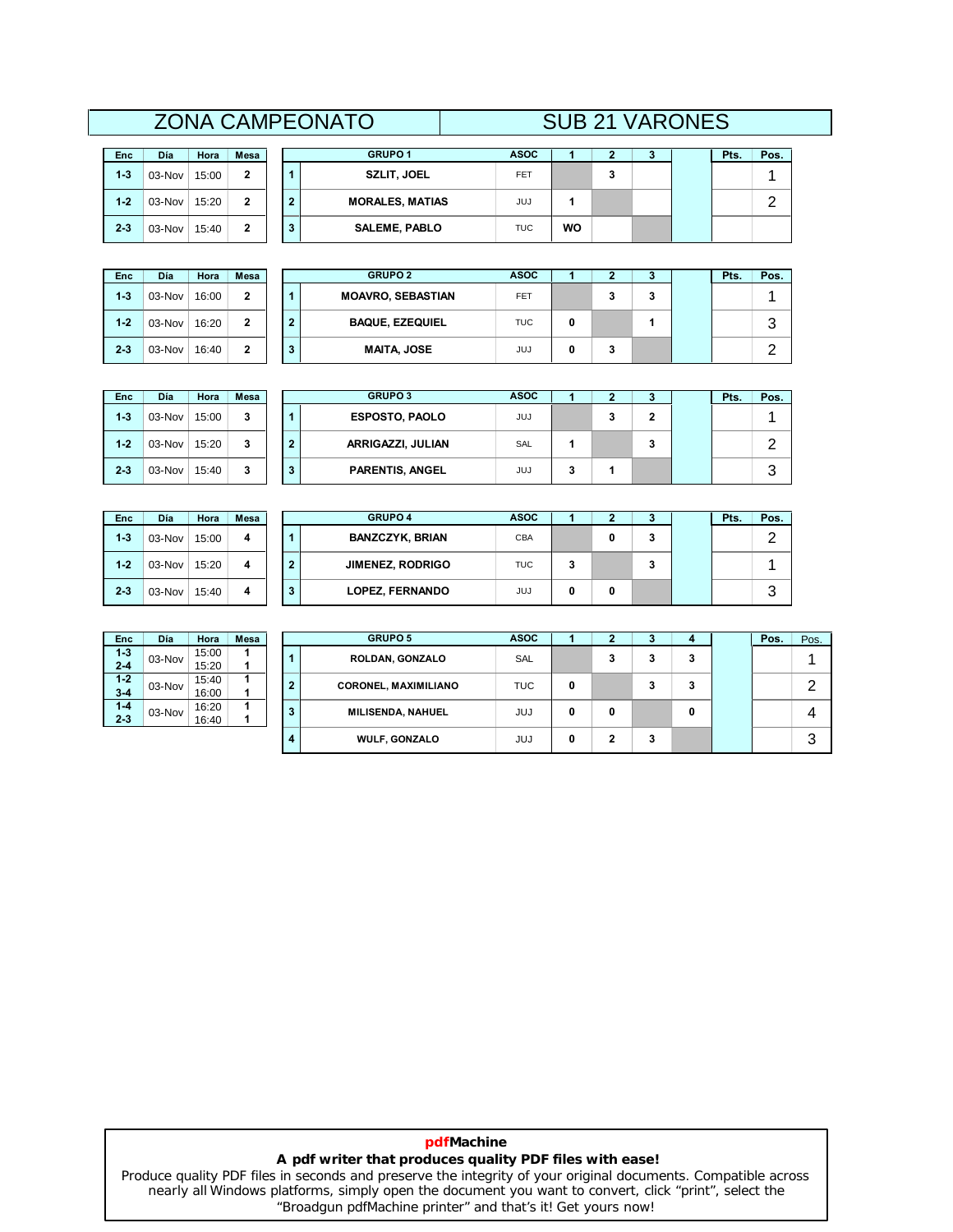# ZONA CAMPEONATO — SUB 21 VARONES

| Enc | Día | Hora | Mesa |
|---|---|---|---|
| 1-3 | 03-Nov | 15:00 | 2 |
| 1-2 | 03-Nov | 15:20 | 2 |
| 2-3 | 03-Nov | 15:40 | 2 |

| | GRUPO 1 | ASOC | 1 | 2 | 3 | | Pts. | Pos. |
|---|---|---|---|---|---|---|---|---|
| 1 | SZLIT, JOEL | FET | | 3 | | | | 1 |
| 2 | MORALES, MATIAS | JUJ | 1 | | | | | 2 |
| 3 | SALEME, PABLO | TUC | WO | | | | | |

| Enc | Día | Hora | Mesa |
|---|---|---|---|
| 1-3 | 03-Nov | 16:00 | 2 |
| 1-2 | 03-Nov | 16:20 | 2 |
| 2-3 | 03-Nov | 16:40 | 2 |

| | GRUPO 2 | ASOC | 1 | 2 | 3 | | Pts. | Pos. |
|---|---|---|---|---|---|---|---|---|
| 1 | MOAVRO, SEBASTIAN | FET | | 3 | 3 | | | 1 |
| 2 | BAQUE, EZEQUIEL | TUC | 0 | | 1 | | | 3 |
| 3 | MAITA, JOSE | JUJ | 0 | 3 | | | | 2 |

| Enc | Día | Hora | Mesa |
|---|---|---|---|
| 1-3 | 03-Nov | 15:00 | 3 |
| 1-2 | 03-Nov | 15:20 | 3 |
| 2-3 | 03-Nov | 15:40 | 3 |

| | GRUPO 3 | ASOC | 1 | 2 | 3 | | Pts. | Pos. |
|---|---|---|---|---|---|---|---|---|
| 1 | ESPOSTO, PAOLO | JUJ | | 3 | 2 | | | 1 |
| 2 | ARRIGAZZI, JULIAN | SAL | 1 | | 3 | | | 2 |
| 3 | PARENTIS, ANGEL | JUJ | 3 | 1 | | | | 3 |

| Enc | Día | Hora | Mesa |
|---|---|---|---|
| 1-3 | 03-Nov | 15:00 | 4 |
| 1-2 | 03-Nov | 15:20 | 4 |
| 2-3 | 03-Nov | 15:40 | 4 |

| | GRUPO 4 | ASOC | 1 | 2 | 3 | | Pts. | Pos. |
|---|---|---|---|---|---|---|---|---|
| 1 | BANZCZYK, BRIAN | CBA | | 0 | 3 | | | 2 |
| 2 | JIMENEZ, RODRIGO | TUC | 3 | | 3 | | | 1 |
| 3 | LOPEZ, FERNANDO | JUJ | 0 | 0 | | | | 3 |

| Enc | Día | Hora | Mesa |
|---|---|---|---|
| 1-3 | 03-Nov | 15:00 | 1 |
| 2-4 | | 15:20 | 1 |
| 1-2 | 03-Nov | 15:40 | 1 |
| 3-4 | | 16:00 | 1 |
| 1-4 | 03-Nov | 16:20 | 1 |
| 2-3 | | 16:40 | 1 |

| | GRUPO 5 | ASOC | 1 | 2 | 3 | 4 | | Pos. | Pos. |
|---|---|---|---|---|---|---|---|---|---|
| 1 | ROLDAN, GONZALO | SAL | | 3 | 3 | 3 | | | 1 |
| 2 | CORONEL, MAXIMILIANO | TUC | 0 | | 3 | 3 | | | 2 |
| 3 | MILISENDA, NAHUEL | JUJ | 0 | 0 | | 0 | | | 4 |
| 4 | WULF, GONZALO | JUJ | 0 | 2 | 3 | | | | 3 |

**pdfMachine**
**A pdf writer that produces quality PDF files with ease!**
Produce quality PDF files in seconds and preserve the integrity of your original documents. Compatible across nearly all Windows platforms, simply open the document you want to convert, click "print", select the "Broadgun pdfMachine printer" and that's it! Get yours now!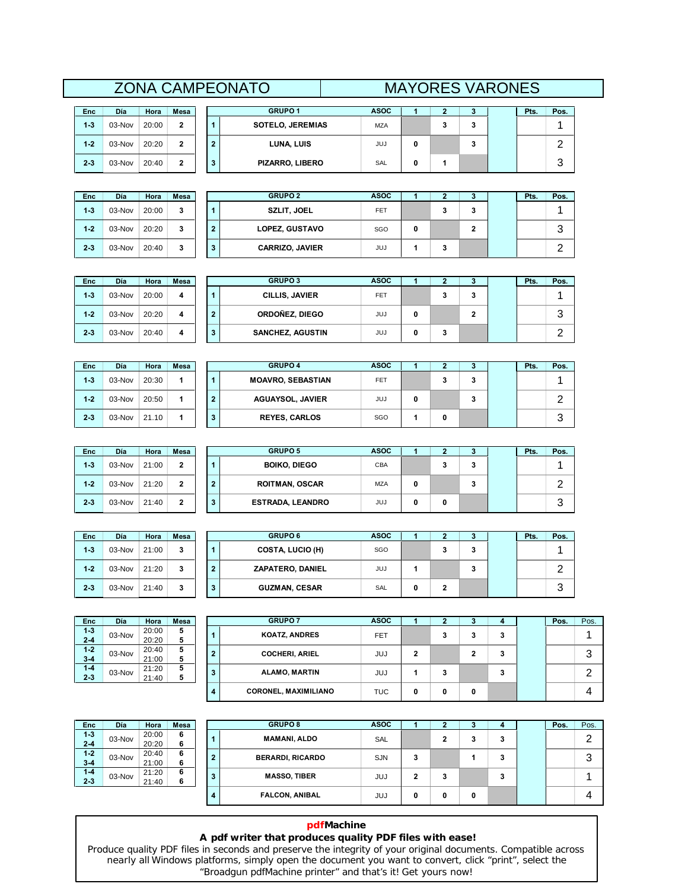# ZONA CAMPEONATO — MAYORES VARONES

| Enc | Día | Hora | Mesa |
|---|---|---|---|
| 1-3 | 03-Nov | 20:00 | 2 |
| 1-2 | 03-Nov | 20:20 | 2 |
| 2-3 | 03-Nov | 20:40 | 2 |

| | GRUPO 1 | ASOC | 1 | 2 | 3 | | Pts. | Pos. |
|---|---|---|---|---|---|---|---|---|
| 1 | SOTELO, JEREMIAS | MZA | | 3 | 3 | | | 1 |
| 2 | LUNA, LUIS | JUJ | 0 | | 3 | | | 2 |
| 3 | PIZARRO, LIBERO | SAL | 0 | 1 | | | | 3 |

| Enc | Día | Hora | Mesa |
|---|---|---|---|
| 1-3 | 03-Nov | 20:00 | 3 |
| 1-2 | 03-Nov | 20:20 | 3 |
| 2-3 | 03-Nov | 20:40 | 3 |

| | GRUPO 2 | ASOC | 1 | 2 | 3 | | Pts. | Pos. |
|---|---|---|---|---|---|---|---|---|
| 1 | SZLIT, JOEL | FET | | 3 | 3 | | | 1 |
| 2 | LOPEZ, GUSTAVO | SGO | 0 | | 2 | | | 3 |
| 3 | CARRIZO, JAVIER | JUJ | 1 | 3 | | | | 2 |

| Enc | Día | Hora | Mesa |
|---|---|---|---|
| 1-3 | 03-Nov | 20:00 | 4 |
| 1-2 | 03-Nov | 20:20 | 4 |
| 2-3 | 03-Nov | 20:40 | 4 |

| | GRUPO 3 | ASOC | 1 | 2 | 3 | | Pts. | Pos. |
|---|---|---|---|---|---|---|---|---|
| 1 | CILLIS, JAVIER | FET | | 3 | 3 | | | 1 |
| 2 | ORDOÑEZ, DIEGO | JUJ | 0 | | 2 | | | 3 |
| 3 | SANCHEZ, AGUSTIN | JUJ | 0 | 3 | | | | 2 |

| Enc | Día | Hora | Mesa |
|---|---|---|---|
| 1-3 | 03-Nov | 20:30 | 1 |
| 1-2 | 03-Nov | 20:50 | 1 |
| 2-3 | 03-Nov | 21.10 | 1 |

| | GRUPO 4 | ASOC | 1 | 2 | 3 | | Pts. | Pos. |
|---|---|---|---|---|---|---|---|---|
| 1 | MOAVRO, SEBASTIAN | FET | | 3 | 3 | | | 1 |
| 2 | AGUAYSOL, JAVIER | JUJ | 0 | | 3 | | | 2 |
| 3 | REYES, CARLOS | SGO | 1 | 0 | | | | 3 |

| Enc | Día | Hora | Mesa |
|---|---|---|---|
| 1-3 | 03-Nov | 21:00 | 2 |
| 1-2 | 03-Nov | 21:20 | 2 |
| 2-3 | 03-Nov | 21:40 | 2 |

| | GRUPO 5 | ASOC | 1 | 2 | 3 | | Pts. | Pos. |
|---|---|---|---|---|---|---|---|---|
| 1 | BOIKO, DIEGO | CBA | | 3 | 3 | | | 1 |
| 2 | ROITMAN, OSCAR | MZA | 0 | | 3 | | | 2 |
| 3 | ESTRADA, LEANDRO | JUJ | 0 | 0 | | | | 3 |

| Enc | Día | Hora | Mesa |
|---|---|---|---|
| 1-3 | 03-Nov | 21:00 | 3 |
| 1-2 | 03-Nov | 21:20 | 3 |
| 2-3 | 03-Nov | 21:40 | 3 |

| | GRUPO 6 | ASOC | 1 | 2 | 3 | | Pts. | Pos. |
|---|---|---|---|---|---|---|---|---|
| 1 | COSTA, LUCIO (H) | SGO | | 3 | 3 | | | 1 |
| 2 | ZAPATERO, DANIEL | JUJ | 1 | | 3 | | | 2 |
| 3 | GUZMAN, CESAR | SAL | 0 | 2 | | | | 3 |

| Enc | Día | Hora | Mesa |
|---|---|---|---|
| 1-3 | 03-Nov | 20:00 | 5 |
| 2-4 | | 20:20 | 5 |
| 1-2 | 03-Nov | 20:40 | 5 |
| 3-4 | | 21:00 | 5 |
| 1-4 | 03-Nov | 21:20 | 5 |
| 2-3 | | 21:40 | 5 |

| | GRUPO 7 | ASOC | 1 | 2 | 3 | 4 | | Pos. | Pos. |
|---|---|---|---|---|---|---|---|---|---|
| 1 | KOATZ, ANDRES | FET | | 3 | 3 | 3 | | | 1 |
| 2 | COCHERI, ARIEL | JUJ | 2 | | 2 | 3 | | | 3 |
| 3 | ALAMO, MARTIN | JUJ | 1 | 3 | | 3 | | | 2 |
| 4 | CORONEL, MAXIMILIANO | TUC | 0 | 0 | 0 | | | | 4 |

| Enc | Día | Hora | Mesa |
|---|---|---|---|
| 1-3 | 03-Nov | 20:00 | 6 |
| 2-4 | | 20:20 | 6 |
| 1-2 | 03-Nov | 20:40 | 6 |
| 3-4 | | 21:00 | 6 |
| 1-4 | 03-Nov | 21:20 | 6 |
| 2-3 | | 21:40 | 6 |

| | GRUPO 8 | ASOC | 1 | 2 | 3 | 4 | | Pos. | Pos. |
|---|---|---|---|---|---|---|---|---|---|
| 1 | MAMANI, ALDO | SAL | | 2 | 3 | 3 | | | 2 |
| 2 | BERARDI, RICARDO | SJN | 3 | | 1 | 3 | | | 3 |
| 3 | MASSO, TIBER | JUJ | 2 | 3 | | 3 | | | 1 |
| 4 | FALCON, ANIBAL | JUJ | 0 | 0 | 0 | | | | 4 |

**pdfMachine**
**A pdf writer that produces quality PDF files with ease!**
Produce quality PDF files in seconds and preserve the integrity of your original documents. Compatible across nearly all Windows platforms, simply open the document you want to convert, click "print", select the "Broadgun pdfMachine printer" and that's it! Get yours now!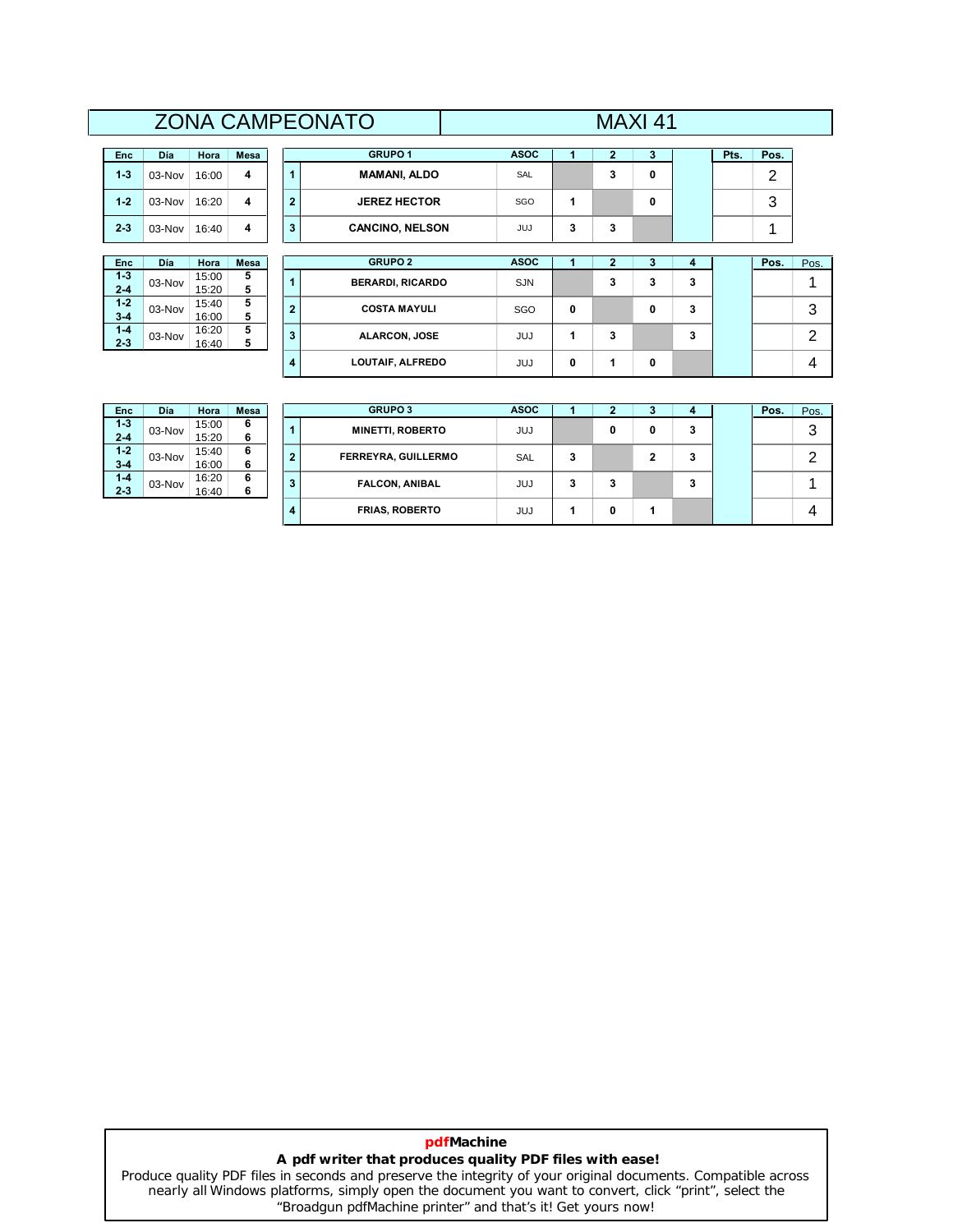# ZONA CAMPEONATO — MAXI 41

| Enc | Día | Hora | Mesa |
|---|---|---|---|
| 1-3 | 03-Nov | 16:00 | 4 |
| 1-2 | 03-Nov | 16:20 | 4 |
| 2-3 | 03-Nov | 16:40 | 4 |

| | GRUPO 1 | ASOC | 1 | 2 | 3 | | Pts. | Pos. |
|---|---|---|---|---|---|---|---|---|
| 1 | MAMANI, ALDO | SAL | | 3 | 0 | | | 2 |
| 2 | JEREZ HECTOR | SGO | 1 | | 0 | | | 3 |
| 3 | CANCINO, NELSON | JUJ | 3 | 3 | | | | 1 |

| Enc | Día | Hora | Mesa |
|---|---|---|---|
| 1-3 | 03-Nov | 15:00 | 5 |
| 2-4 | | 15:20 | 5 |
| 1-2 | 03-Nov | 15:40 | 5 |
| 3-4 | | 16:00 | 5 |
| 1-4 | 03-Nov | 16:20 | 5 |
| 2-3 | | 16:40 | 5 |

| | GRUPO 2 | ASOC | 1 | 2 | 3 | 4 | | Pos. | Pos. |
|---|---|---|---|---|---|---|---|---|---|
| 1 | BERARDI, RICARDO | SJN | | 3 | 3 | 3 | | | 1 |
| 2 | COSTA MAYULI | SGO | 0 | | 0 | 3 | | | 3 |
| 3 | ALARCON, JOSE | JUJ | 1 | 3 | | 3 | | | 2 |
| 4 | LOUTAIF, ALFREDO | JUJ | 0 | 1 | 0 | | | | 4 |

| Enc | Día | Hora | Mesa |
|---|---|---|---|
| 1-3 | 03-Nov | 15:00 | 6 |
| 2-4 | | 15:20 | 6 |
| 1-2 | 03-Nov | 15:40 | 6 |
| 3-4 | | 16:00 | 6 |
| 1-4 | 03-Nov | 16:20 | 6 |
| 2-3 | | 16:40 | 6 |

| | GRUPO 3 | ASOC | 1 | 2 | 3 | 4 | | Pos. | Pos. |
|---|---|---|---|---|---|---|---|---|---|
| 1 | MINETTI, ROBERTO | JUJ | | 0 | 0 | 3 | | | 3 |
| 2 | FERREYRA, GUILLERMO | SAL | 3 | | 2 | 3 | | | 2 |
| 3 | FALCON, ANIBAL | JUJ | 3 | 3 | | 3 | | | 1 |
| 4 | FRIAS, ROBERTO | JUJ | 1 | 0 | 1 | | | | 4 |

**pdfMachine**
**A pdf writer that produces quality PDF files with ease!**
Produce quality PDF files in seconds and preserve the integrity of your original documents. Compatible across nearly all Windows platforms, simply open the document you want to convert, click "print", select the "Broadgun pdfMachine printer" and that's it! Get yours now!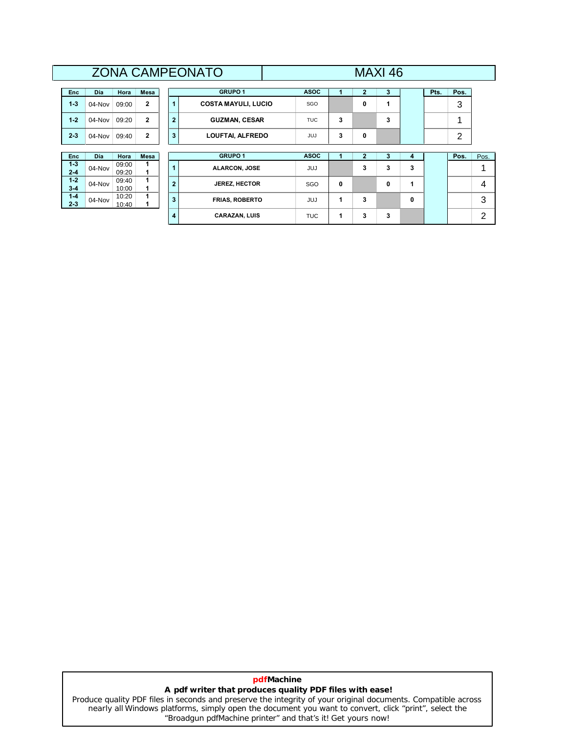# ZONA CAMPEONATO — MAXI 46

| Enc | Día | Hora | Mesa |
|---|---|---|---|
| 1-3 | 04-Nov | 09:00 | 2 |
| 1-2 | 04-Nov | 09:20 | 2 |
| 2-3 | 04-Nov | 09:40 | 2 |

| | GRUPO 1 | ASOC | 1 | 2 | 3 | | Pts. | Pos. |
|---|---|---|---|---|---|---|---|---|
| 1 | COSTA MAYULI, LUCIO | SGO | | 0 | 1 | | | 3 |
| 2 | GUZMAN, CESAR | TUC | 3 | | 3 | | | 1 |
| 3 | LOUFTAI, ALFREDO | JUJ | 3 | 0 | | | | 2 |

| Enc | Día | Hora | Mesa |
|---|---|---|---|
| 1-3 | 04-Nov | 09:00 | 1 |
| 2-4 | | 09:20 | 1 |
| 1-2 | 04-Nov | 09:40 | 1 |
| 3-4 | | 10:00 | 1 |
| 1-4 | 04-Nov | 10:20 | 1 |
| 2-3 | | 10:40 | 1 |

| | GRUPO 1 | ASOC | 1 | 2 | 3 | 4 | | Pos. | Pos. |
|---|---|---|---|---|---|---|---|---|---|
| 1 | ALARCON, JOSE | JUJ | | 3 | 3 | 3 | | | 1 |
| 2 | JEREZ, HECTOR | SGO | 0 | | 0 | 1 | | | 4 |
| 3 | FRIAS, ROBERTO | JUJ | 1 | 3 | | 0 | | | 3 |
| 4 | CARAZAN, LUIS | TUC | 1 | 3 | 3 | | | | 2 |

**pdfMachine**
**A pdf writer that produces quality PDF files with ease!**
Produce quality PDF files in seconds and preserve the integrity of your original documents. Compatible across nearly all Windows platforms, simply open the document you want to convert, click "print", select the "Broadgun pdfMachine printer" and that's it! Get yours now!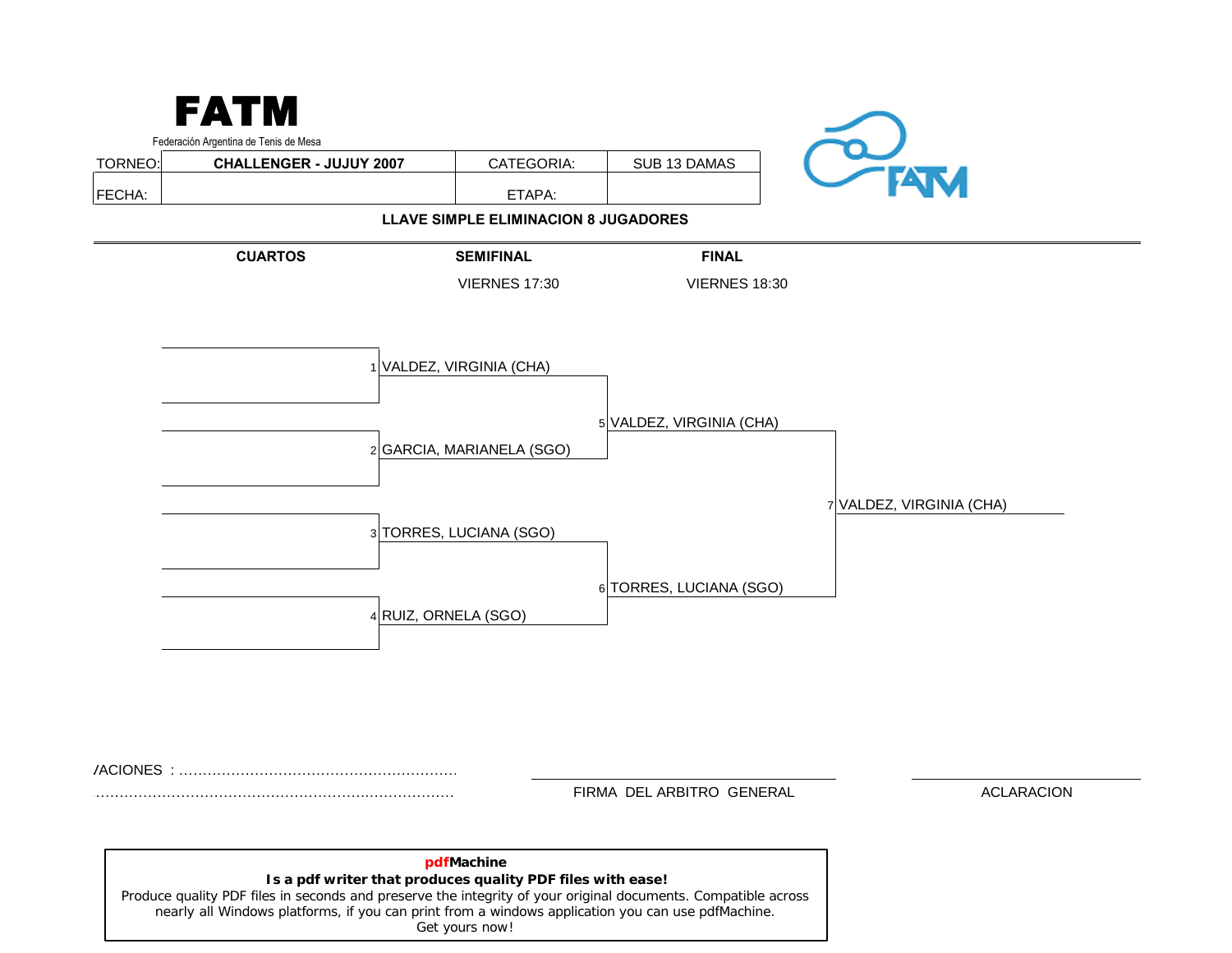**FATM**

Federación Argentina de Tenis de Mesa

| TORNEO: | **CHALLENGER - JUJUY 2007** | CATEGORIA: | SUB 13 DAMAS |
|---|---|---|---|
| FECHA: | | ETAPA: | |

**LLAVE SIMPLE ELIMINACION 8 JUGADORES**

| **CUARTOS** | **SEMIFINAL** | **FINAL** | |
|---|---|---|---|
| | VIERNES 17:30 | VIERNES 18:30 | |
| | 1 VALDEZ, VIRGINIA (CHA) | | |
| | | 5 VALDEZ, VIRGINIA (CHA) | |
| | 2 GARCIA, MARIANELA (SGO) | | |
| | | | 7 VALDEZ, VIRGINIA (CHA) |
| | 3 TORRES, LUCIANA (SGO) | | |
| | | 6 TORRES, LUCIANA (SGO) | |
| | 4 RUIZ, ORNELA (SGO) | | |

/ACIONES : ..........................................................

...........................................................................

FIRMA DEL ARBITRO GENERAL

ACLARACION

**pdfMachine**
**Is a pdf writer that produces quality PDF files with ease!**
Produce quality PDF files in seconds and preserve the integrity of your original documents. Compatible across nearly all Windows platforms, if you can print from a windows application you can use pdfMachine.
Get yours now!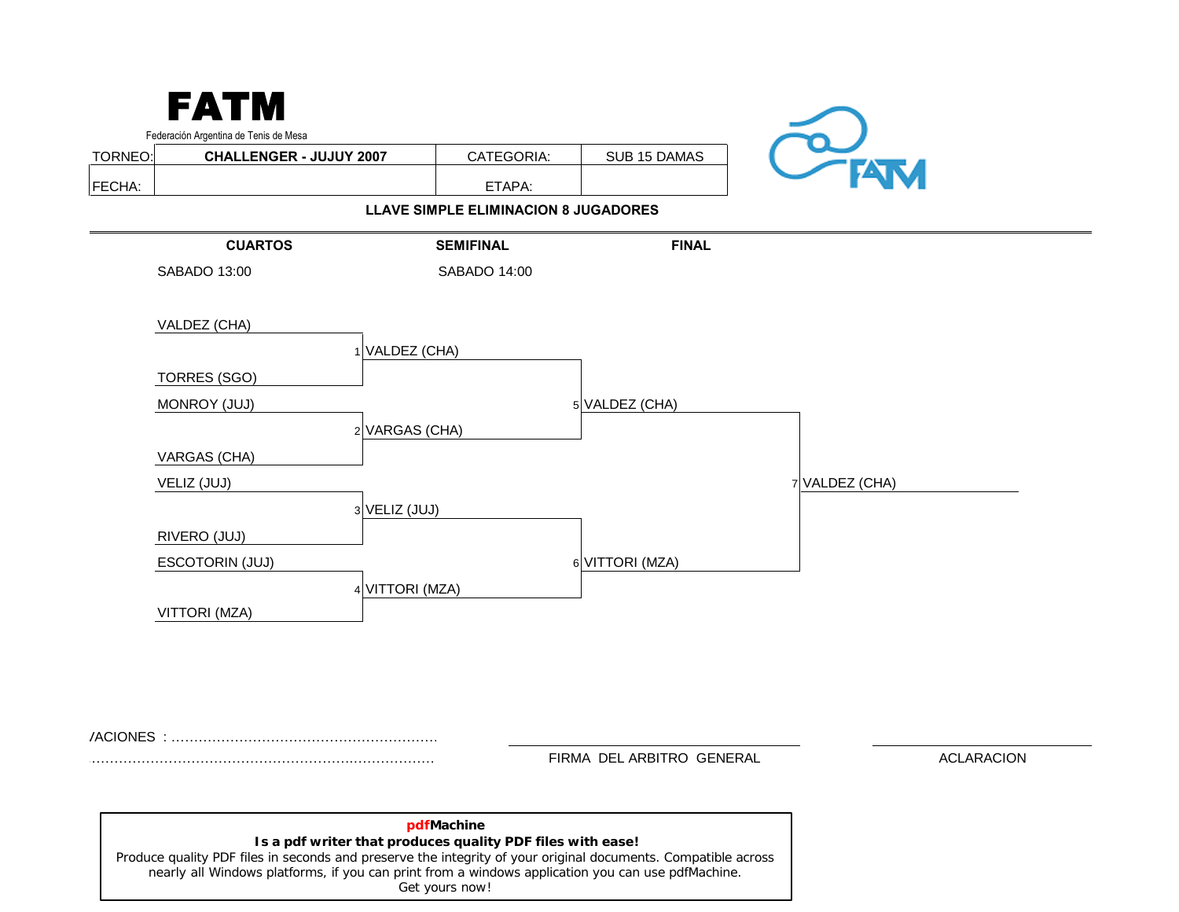**FATM**

Federación Argentina de Tenis de Mesa

| | | | |
|---|---|---|---|
| TORNEO: | **CHALLENGER - JUJUY 2007** | CATEGORIA: | SUB 15 DAMAS |
| FECHA: | | ETAPA: | |

**LLAVE SIMPLE ELIMINACION 8 JUGADORES**

| **CUARTOS** | | **SEMIFINAL** | | **FINAL** |
|---|---|---|---|---|
| SABADO 13:00 | | SABADO 14:00 | | |

VALDEZ (CHA)
TORRES (SGO)
1 VALDEZ (CHA)

MONROY (JUJ)
VARGAS (CHA)
2 VARGAS (CHA)

5 VALDEZ (CHA)

VELIZ (JUJ)
RIVERO (JUJ)
3 VELIZ (JUJ)

ESCOTORIN (JUJ)
VITTORI (MZA)
4 VITTORI (MZA)

6 VITTORI (MZA)

7 VALDEZ (CHA)

/ACIONES : ............................................................
...........................................................................

FIRMA DEL ARBITRO GENERAL

ACLARACION

**pdfMachine**
**Is a pdf writer that produces quality PDF files with ease!**
Produce quality PDF files in seconds and preserve the integrity of your original documents. Compatible across nearly all Windows platforms, if you can print from a windows application you can use pdfMachine.
Get yours now!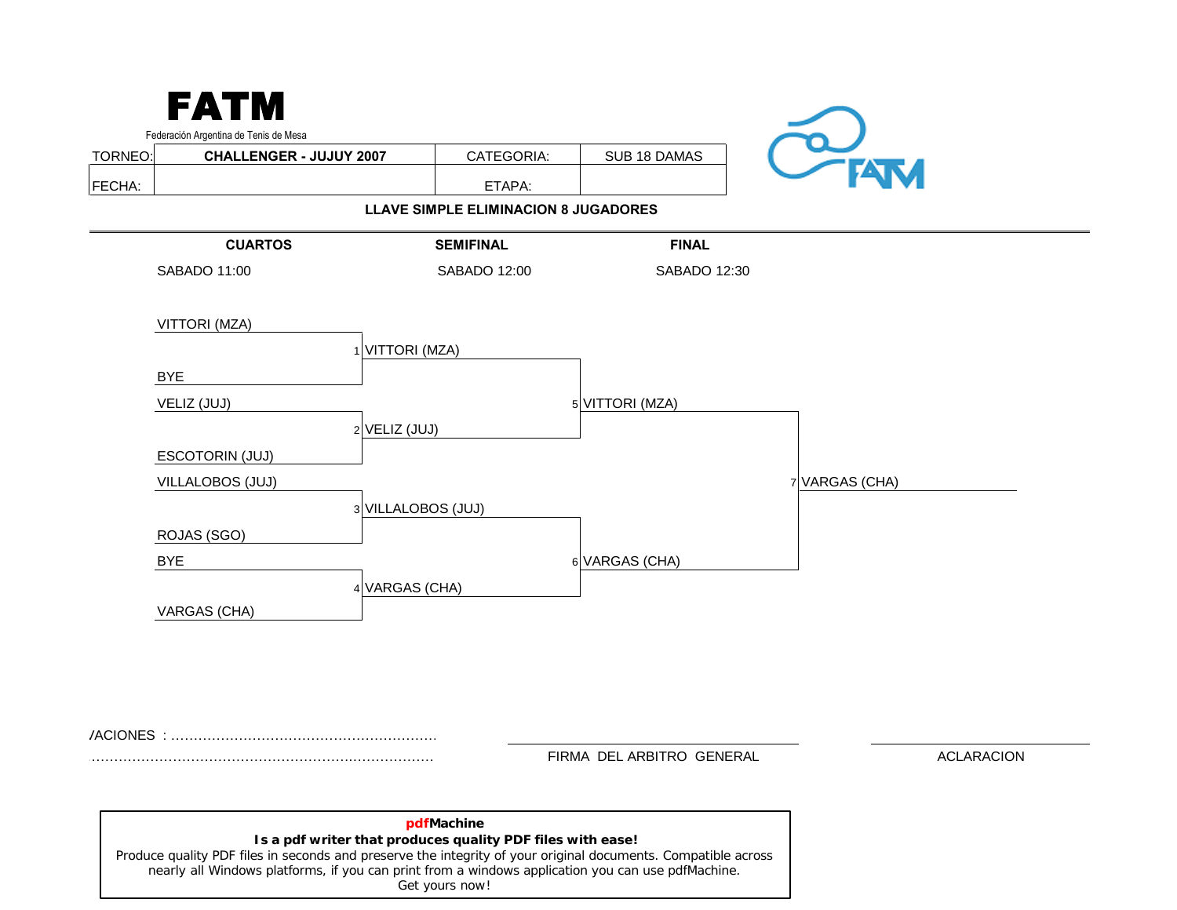**FATM**

Federación Argentina de Tenis de Mesa

| | | | |
|---|---|---|---|
| TORNEO: | **CHALLENGER - JUJUY 2007** | CATEGORIA: | SUB 18 DAMAS |
| FECHA: | | ETAPA: | |

**LLAVE SIMPLE ELIMINACION 8 JUGADORES**

| CUARTOS | SEMIFINAL | FINAL | |
|---|---|---|---|
| SABADO 11:00 | SABADO 12:00 | SABADO 12:30 | |
| VITTORI (MZA) | | | |
| | 1 VITTORI (MZA) | | |
| BYE | | | |
| VELIZ (JUJ) | | 5 VITTORI (MZA) | |
| | 2 VELIZ (JUJ) | | |
| ESCOTORIN (JUJ) | | | |
| VILLALOBOS (JUJ) | | | 7 VARGAS (CHA) |
| | 3 VILLALOBOS (JUJ) | | |
| ROJAS (SGO) | | | |
| BYE | | 6 VARGAS (CHA) | |
| | 4 VARGAS (CHA) | | |
| VARGAS (CHA) | | | |

/ACIONES : ...........................................................

...........................................................................

FIRMA DEL ARBITRO GENERAL

ACLARACION

**pdfMachine**
**Is a pdf writer that produces quality PDF files with ease!**
Produce quality PDF files in seconds and preserve the integrity of your original documents. Compatible across nearly all Windows platforms, if you can print from a windows application you can use pdfMachine.
Get yours now!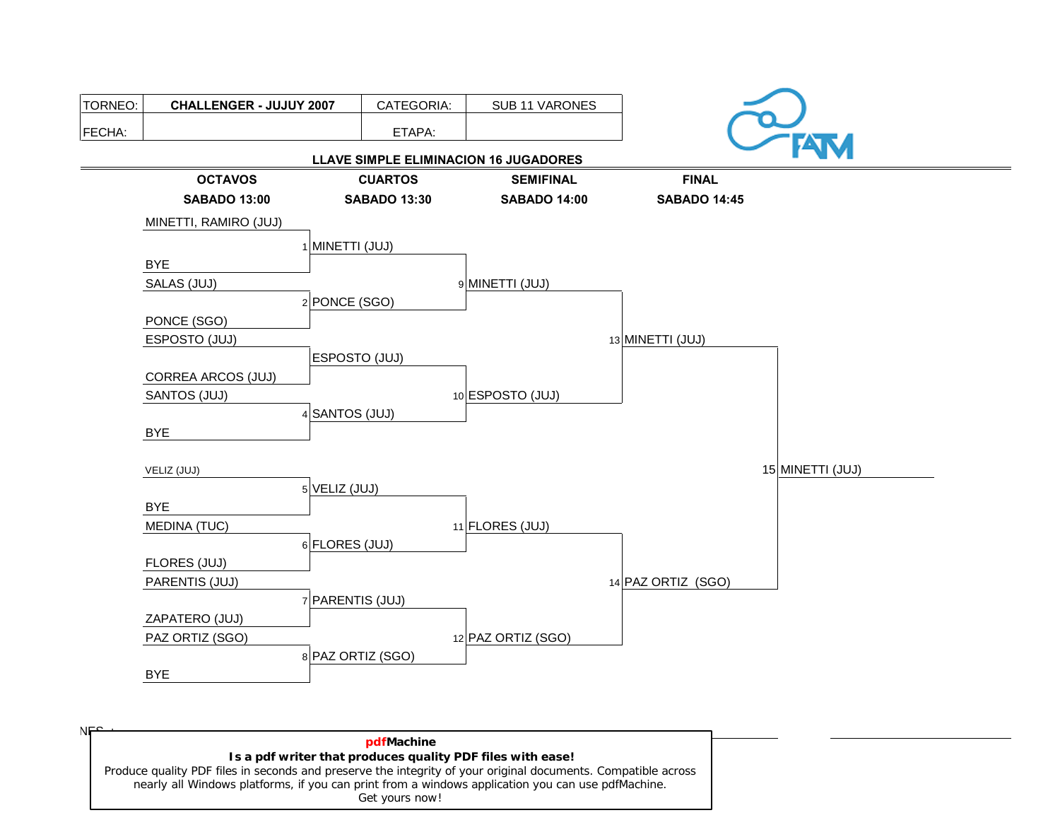| | | | |
|---|---|---|---|
| TORNEO: | **CHALLENGER - JUJUY 2007** | CATEGORIA: | SUB 11 VARONES |
| FECHA: | | ETAPA: | |

**LLAVE SIMPLE ELIMINACION 16 JUGADORES**

| **OCTAVOS** | **CUARTOS** | **SEMIFINAL** | **FINAL** | |
|---|---|---|---|---|
| **SABADO 13:00** | **SABADO 13:30** | **SABADO 14:00** | **SABADO 14:45** | |
| MINETTI, RAMIRO (JUJ) | | | | |
| | 1 MINETTI (JUJ) | | | |
| BYE | | | | |
| SALAS (JUJ) | | 9 MINETTI (JUJ) | | |
| | 2 PONCE (SGO) | | | |
| PONCE (SGO) | | | | |
| ESPOSTO (JUJ) | | | 13 MINETTI (JUJ) | |
| | ESPOSTO (JUJ) | | | |
| CORREA ARCOS (JUJ) | | | | |
| SANTOS (JUJ) | | 10 ESPOSTO (JUJ) | | |
| | 4 SANTOS (JUJ) | | | |
| BYE | | | | |
| VELIZ (JUJ) | | | | 15 MINETTI (JUJ) |
| | 5 VELIZ (JUJ) | | | |
| BYE | | | | |
| MEDINA (TUC) | | 11 FLORES (JUJ) | | |
| | 6 FLORES (JUJ) | | | |
| FLORES (JUJ) | | | | |
| PARENTIS (JUJ) | | | 14 PAZ ORTIZ (SGO) | |
| | 7 PARENTIS (JUJ) | | | |
| ZAPATERO (JUJ) | | | | |
| PAZ ORTIZ (SGO) | | 12 PAZ ORTIZ (SGO) | | |
| | 8 PAZ ORTIZ (SGO) | | | |
| BYE | | | | |

**pdfMachine**
**Is a pdf writer that produces quality PDF files with ease!**
Produce quality PDF files in seconds and preserve the integrity of your original documents. Compatible across nearly all Windows platforms, if you can print from a windows application you can use pdfMachine.
Get yours now!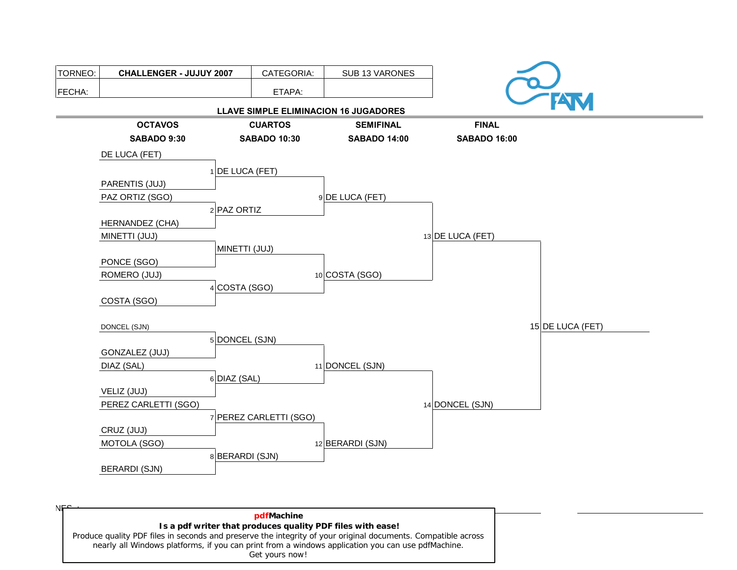| TORNEO: | CHALLENGER - JUJUY 2007 | CATEGORIA: | SUB 13 VARONES |
|---|---|---|---|
| FECHA: | | ETAPA: | |

**LLAVE SIMPLE ELIMINACION 16 JUGADORES**

| OCTAVOS | CUARTOS | SEMIFINAL | FINAL |
|---|---|---|---|
| SABADO 9:30 | SABADO 10:30 | SABADO 14:00 | SABADO 16:00 |

DE LUCA (FET)
PARENTIS (JUJ)
1 DE LUCA (FET)

PAZ ORTIZ (SGO)
HERNANDEZ (CHA)
2 PAZ ORTIZ

9 DE LUCA (FET)

MINETTI (JUJ)
PONCE (SGO)
MINETTI (JUJ)

ROMERO (JUJ)
COSTA (SGO)
4 COSTA (SGO)

10 COSTA (SGO)

13 DE LUCA (FET)

DONCEL (SJN)
GONZALEZ (JUJ)
5 DONCEL (SJN)

DIAZ (SAL)
VELIZ (JUJ)
6 DIAZ (SAL)

11 DONCEL (SJN)

PEREZ CARLETTI (SGO)
CRUZ (JUJ)
7 PEREZ CARLETTI (SGO)

MOTOLA (SGO)
BERARDI (SJN)
8 BERARDI (SJN)

12 BERARDI (SJN)

14 DONCEL (SJN)

15 DE LUCA (FET)

NES:

**pdfMachine**
**Is a pdf writer that produces quality PDF files with ease!**
Produce quality PDF files in seconds and preserve the integrity of your original documents. Compatible across nearly all Windows platforms, if you can print from a windows application you can use pdfMachine.
Get yours now!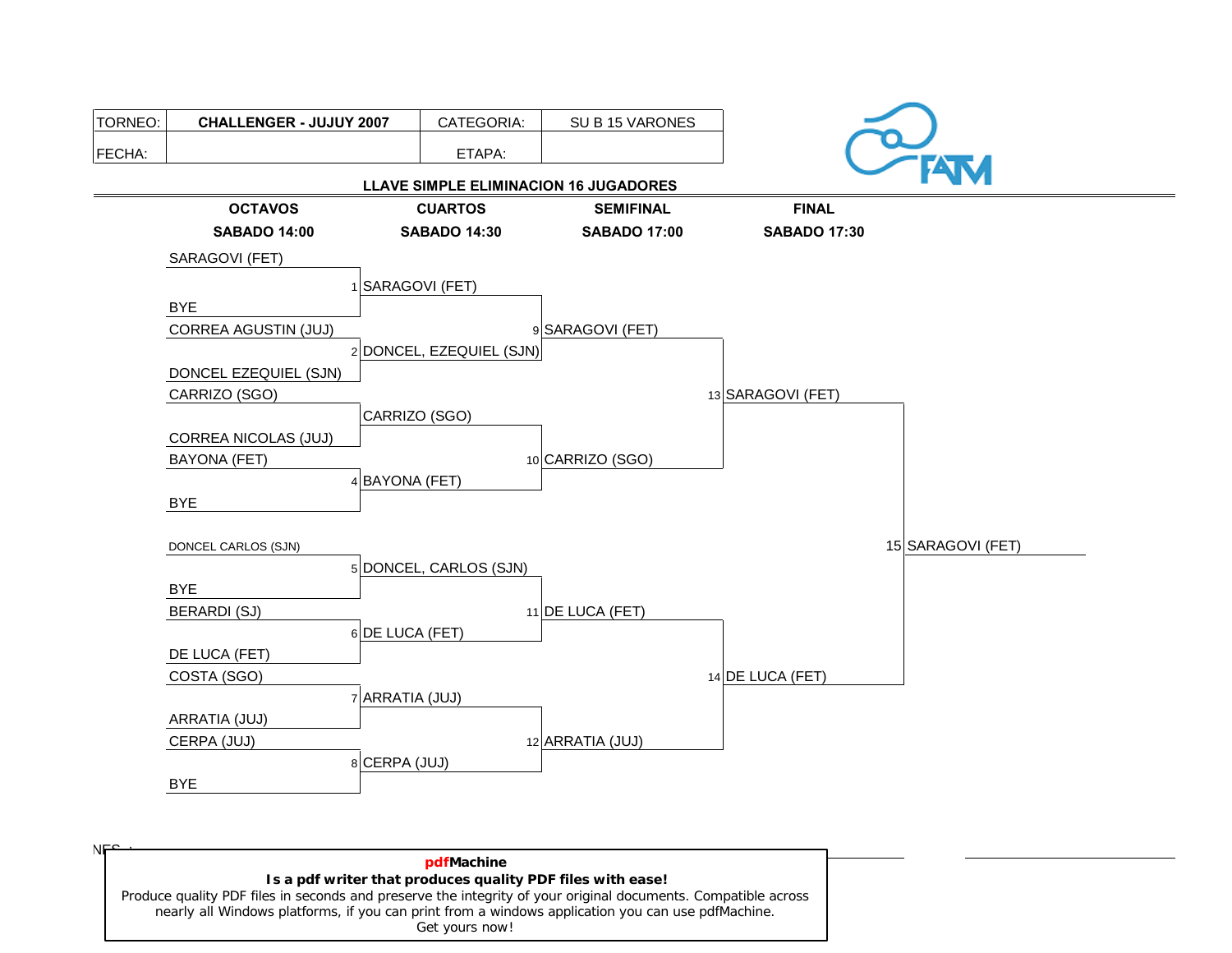| TORNEO: | CHALLENGER - JUJUY 2007 | CATEGORIA: | SU B 15 VARONES |
|---|---|---|---|
| FECHA: | | ETAPA: | |

**LLAVE SIMPLE ELIMINACION 16 JUGADORES**

| OCTAVOS | CUARTOS | SEMIFINAL | FINAL |
|---|---|---|---|
| SABADO 14:00 | SABADO 14:30 | SABADO 17:00 | SABADO 17:30 |

**OCTAVOS**

- SARAGOVI (FET) vs BYE → 1 SARAGOVI (FET)
- CORREA AGUSTIN (JUJ) vs DONCEL EZEQUIEL (SJN) → 2 DONCEL, EZEQUIEL (SJN)
- CARRIZO (SGO) vs CORREA NICOLAS (JUJ) → CARRIZO (SGO)
- BAYONA (FET) vs BYE → 4 BAYONA (FET)
- DONCEL CARLOS (SJN) vs BYE → 5 DONCEL, CARLOS (SJN)
- BERARDI (SJ) vs DE LUCA (FET) → 6 DE LUCA (FET)
- COSTA (SGO) vs ARRATIA (JUJ) → 7 ARRATIA (JUJ)
- CERPA (JUJ) vs BYE → 8 CERPA (JUJ)

**CUARTOS**

- 9 SARAGOVI (FET)
- 10 CARRIZO (SGO)
- 11 DE LUCA (FET)
- 12 ARRATIA (JUJ)

**SEMIFINAL**

- 13 SARAGOVI (FET)
- 14 DE LUCA (FET)

**FINAL**

- 15 SARAGOVI (FET)

NES :

**pdfMachine**
**Is a pdf writer that produces quality PDF files with ease!**
Produce quality PDF files in seconds and preserve the integrity of your original documents. Compatible across nearly all Windows platforms, if you can print from a windows application you can use pdfMachine.
Get yours now!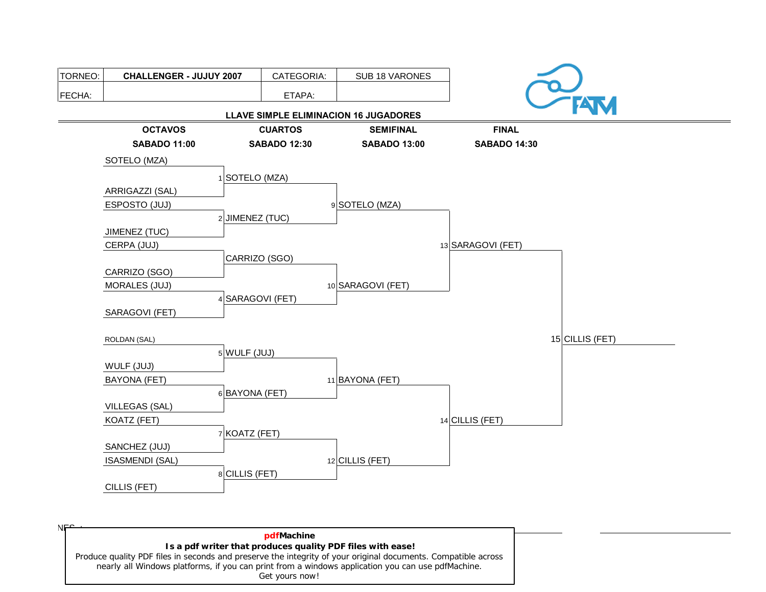| TORNEO: | CHALLENGER - JUJUY 2007 | CATEGORIA: | SUB 18 VARONES |
|---|---|---|---|
| FECHA: | | ETAPA: | |

**LLAVE SIMPLE ELIMINACION 16 JUGADORES**

| OCTAVOS | CUARTOS | SEMIFINAL | FINAL | |
|---|---|---|---|---|
| SABADO 11:00 | SABADO 12:30 | SABADO 13:00 | SABADO 14:30 | |
| SOTELO (MZA) | | | | |
| ARRIGAZZI (SAL) | 1 SOTELO (MZA) | | | |
| ESPOSTO (JUJ) | | 9 SOTELO (MZA) | | |
| JIMENEZ (TUC) | 2 JIMENEZ (TUC) | | | |
| CERPA (JUJ) | | | 13 SARAGOVI (FET) | |
| CARRIZO (SGO) | CARRIZO (SGO) | | | |
| MORALES (JUJ) | | 10 SARAGOVI (FET) | | |
| SARAGOVI (FET) | 4 SARAGOVI (FET) | | | |
| | | | | 15 CILLIS (FET) |
| ROLDAN (SAL) | | | | |
| WULF (JUJ) | 5 WULF (JUJ) | | | |
| BAYONA (FET) | | 11 BAYONA (FET) | | |
| VILLEGAS (SAL) | 6 BAYONA (FET) | | | |
| KOATZ (FET) | | | 14 CILLIS (FET) | |
| SANCHEZ (JUJ) | 7 KOATZ (FET) | | | |
| ISASMENDI (SAL) | | 12 CILLIS (FET) | | |
| CILLIS (FET) | 8 CILLIS (FET) | | | |

NES:

**pdfMachine**
**Is a pdf writer that produces quality PDF files with ease!**
Produce quality PDF files in seconds and preserve the integrity of your original documents. Compatible across nearly all Windows platforms, if you can print from a windows application you can use pdfMachine.
Get yours now!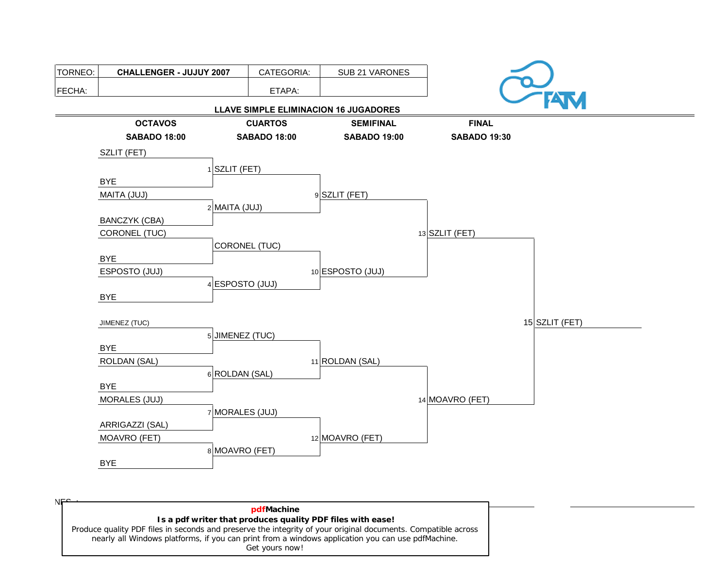| TORNEO: | CHALLENGER - JUJUY 2007 | CATEGORIA: | SUB 21 VARONES |
|---|---|---|---|
| FECHA: | | ETAPA: | |

**LLAVE SIMPLE ELIMINACION 16 JUGADORES**

| OCTAVOS | CUARTOS | SEMIFINAL | FINAL |
|---|---|---|---|
| SABADO 18:00 | SABADO 18:00 | SABADO 19:00 | SABADO 19:30 |

**Octavos**

| Jugador | Jugador |
|---|---|
| SZLIT (FET) | BYE |
| MAITA (JUJ) | BANCZYK (CBA) |
| CORONEL (TUC) | BYE |
| ESPOSTO (JUJ) | BYE |
| JIMENEZ (TUC) | BYE |
| ROLDAN (SAL) | BYE |
| MORALES (JUJ) | ARRIGAZZI (SAL) |
| MOAVRO (FET) | BYE |

**Cuartos**

1. SZLIT (FET)
2. MAITA (JUJ)
3. CORONEL (TUC)
4. ESPOSTO (JUJ)
5. JIMENEZ (TUC)
6. ROLDAN (SAL)
7. MORALES (JUJ)
8. MOAVRO (FET)

**Semifinal**

9. SZLIT (FET)
10. ESPOSTO (JUJ)
11. ROLDAN (SAL)
12. MOAVRO (FET)

**Final**

13. SZLIT (FET)
14. MOAVRO (FET)

**Campeón**

15. SZLIT (FET)

NES:

**pdfMachine**
**Is a pdf writer that produces quality PDF files with ease!**
Produce quality PDF files in seconds and preserve the integrity of your original documents. Compatible across nearly all Windows platforms, if you can print from a windows application you can use pdfMachine.
Get yours now!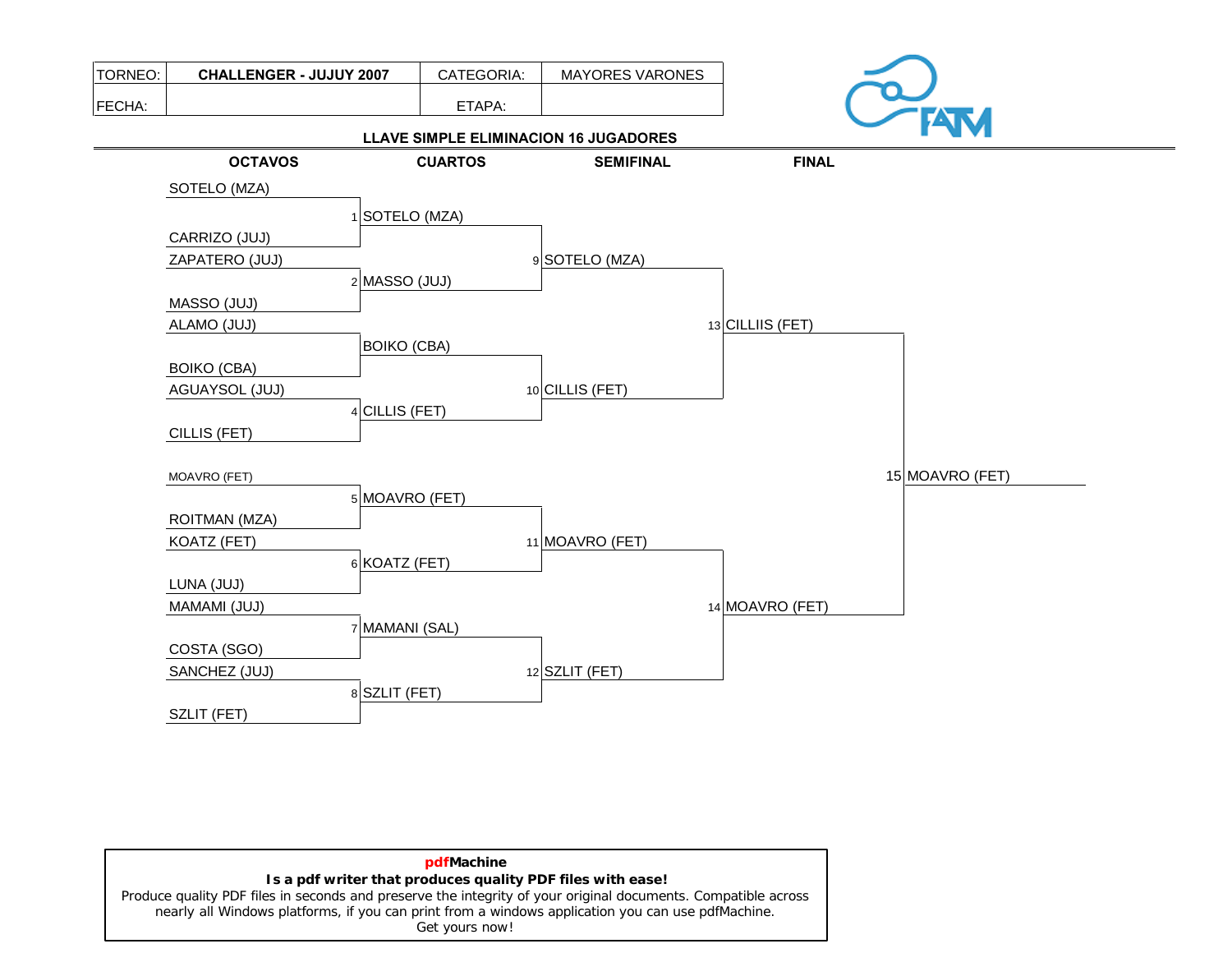| TORNEO: | CHALLENGER - JUJUY 2007 | CATEGORIA: | MAYORES VARONES |
| --- | --- | --- | --- |
| FECHA: | | ETAPA: | |

**LLAVE SIMPLE ELIMINACION 16 JUGADORES**

| OCTAVOS | CUARTOS | SEMIFINAL | FINAL |
| --- | --- | --- | --- |
| SOTELO (MZA) | | | |
| | 1 SOTELO (MZA) | | |
| CARRIZO (JUJ) | | | |
| ZAPATERO (JUJ) | | 9 SOTELO (MZA) | |
| | 2 MASSO (JUJ) | | |
| MASSO (JUJ) | | | |
| ALAMO (JUJ) | | | 13 CILLIIS (FET) |
| | BOIKO (CBA) | | |
| BOIKO (CBA) | | | |
| AGUAYSOL (JUJ) | | 10 CILLIS (FET) | |
| | 4 CILLIS (FET) | | |
| CILLIS (FET) | | | |
| | | | 15 MOAVRO (FET) |
| MOAVRO (FET) | | | |
| | 5 MOAVRO (FET) | | |
| ROITMAN (MZA) | | | |
| KOATZ (FET) | | 11 MOAVRO (FET) | |
| | 6 KOATZ (FET) | | |
| LUNA (JUJ) | | | |
| MAMAMI (JUJ) | | | 14 MOAVRO (FET) |
| | 7 MAMANI (SAL) | | |
| COSTA (SGO) | | | |
| SANCHEZ (JUJ) | | 12 SZLIT (FET) | |
| | 8 SZLIT (FET) | | |
| SZLIT (FET) | | | |

**pdfMachine**
**Is a pdf writer that produces quality PDF files with ease!**
Produce quality PDF files in seconds and preserve the integrity of your original documents. Compatible across nearly all Windows platforms, if you can print from a windows application you can use pdfMachine.
Get yours now!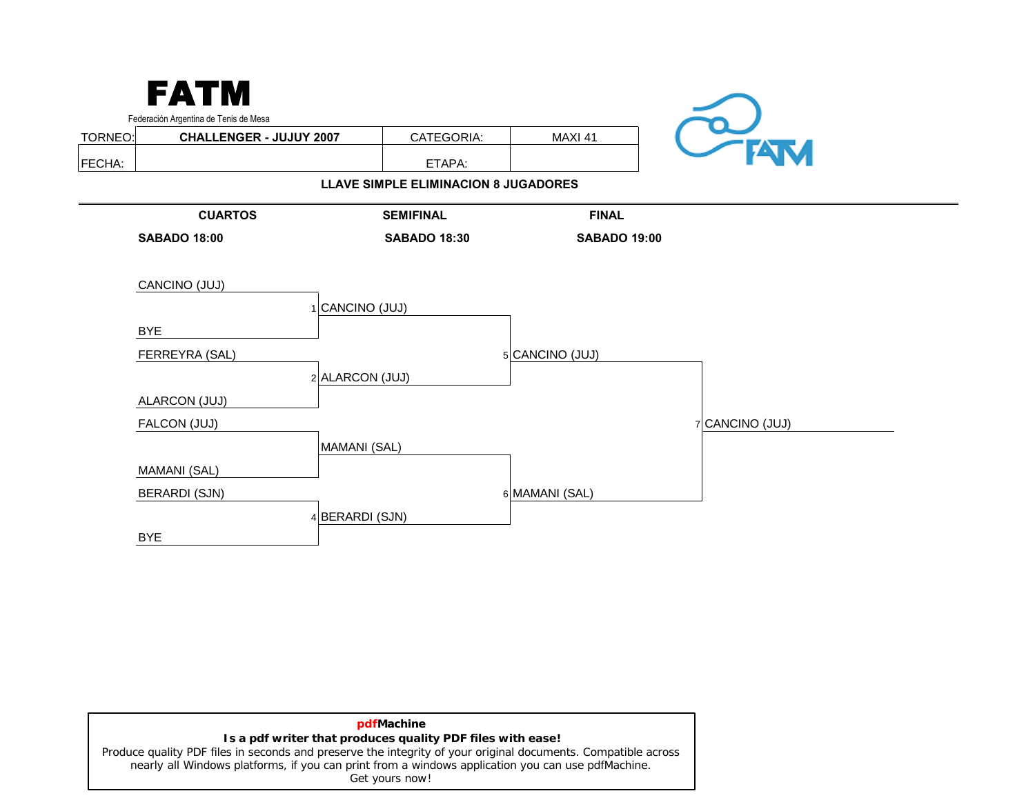# FATM

Federación Argentina de Tenis de Mesa

| | | | |
|---|---|---|---|
| TORNEO: | **CHALLENGER - JUJUY 2007** | CATEGORIA: | MAXI 41 |
| FECHA: | | ETAPA: | |

**LLAVE SIMPLE ELIMINACION 8 JUGADORES**

| **CUARTOS** | **SEMIFINAL** | **FINAL** | |
|---|---|---|---|
| **SABADO 18:00** | **SABADO 18:30** | **SABADO 19:00** | |
| CANCINO (JUJ) | | | |
| | 1 CANCINO (JUJ) | | |
| BYE | | | |
| FERREYRA (SAL) | | 5 CANCINO (JUJ) | |
| | 2 ALARCON (JUJ) | | |
| ALARCON (JUJ) | | | |
| FALCON (JUJ) | | | 7 CANCINO (JUJ) |
| | MAMANI (SAL) | | |
| MAMANI (SAL) | | | |
| BERARDI (SJN) | | 6 MAMANI (SAL) | |
| | 4 BERARDI (SJN) | | |
| BYE | | | |

**pdfMachine**
**Is a pdf writer that produces quality PDF files with ease!**
Produce quality PDF files in seconds and preserve the integrity of your original documents. Compatible across nearly all Windows platforms, if you can print from a windows application you can use pdfMachine.
Get yours now!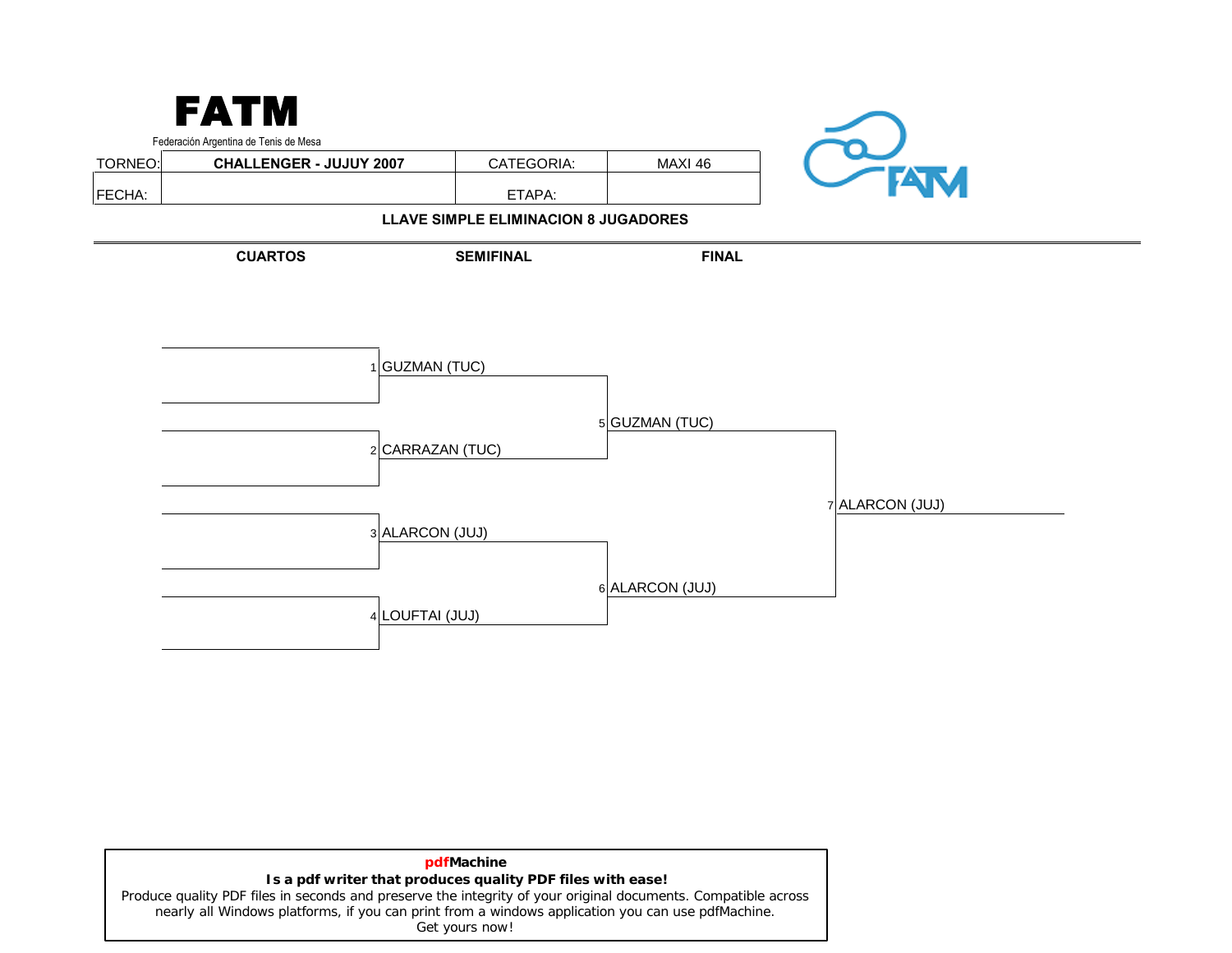**FATM**

Federación Argentina de Tenis de Mesa

| | | | |
|---|---|---|---|
| TORNEO: | **CHALLENGER - JUJUY 2007** | CATEGORIA: | MAXI 46 |
| FECHA: | | ETAPA: | |

**LLAVE SIMPLE ELIMINACION 8 JUGADORES**

**CUARTOS** **SEMIFINAL** **FINAL**

1 GUZMAN (TUC)

2 CARRAZAN (TUC)

3 ALARCON (JUJ)

4 LOUFTAI (JUJ)

5 GUZMAN (TUC)

6 ALARCON (JUJ)

7 ALARCON (JUJ)

**pdfMachine**

**Is a pdf writer that produces quality PDF files with ease!**

Produce quality PDF files in seconds and preserve the integrity of your original documents. Compatible across nearly all Windows platforms, if you can print from a windows application you can use pdfMachine.

Get yours now!